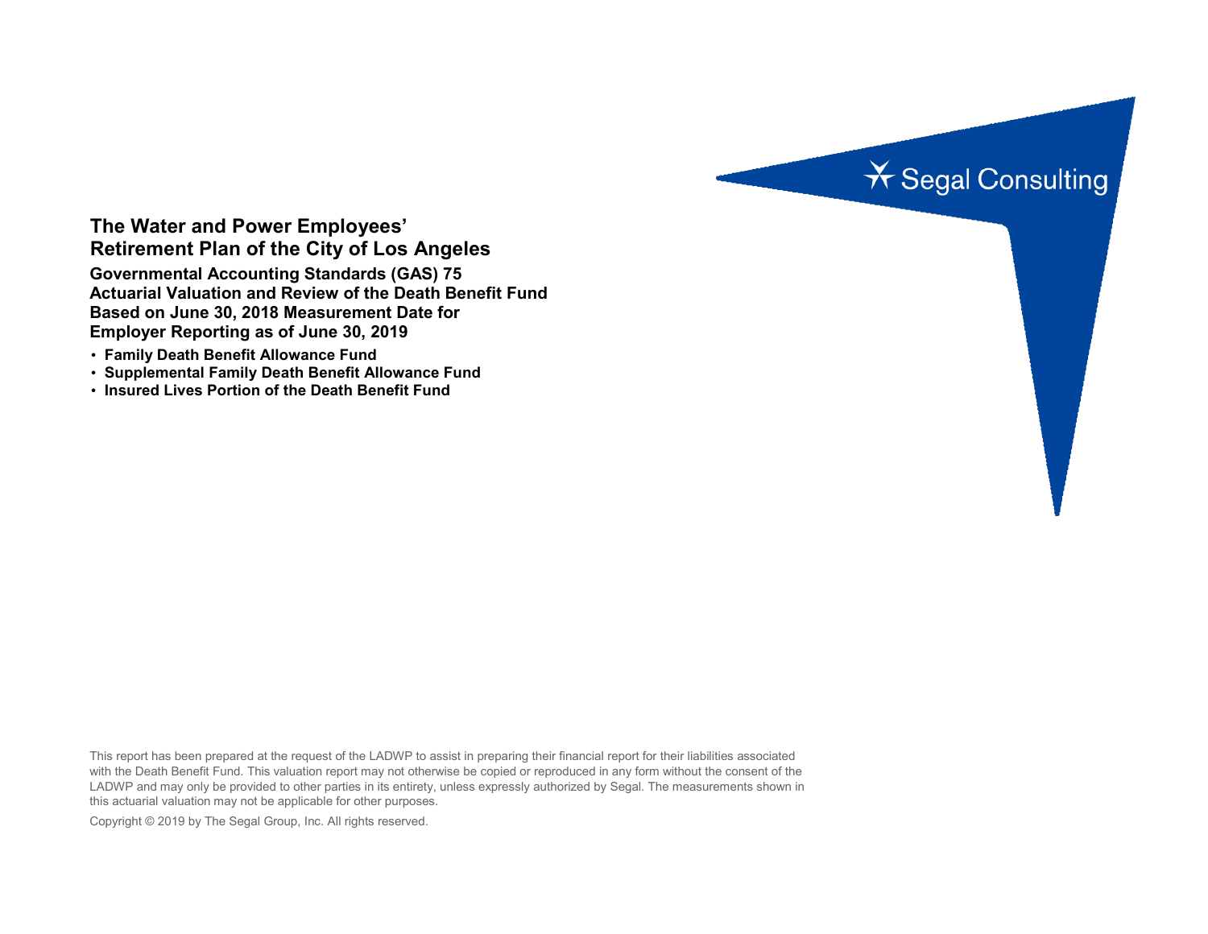Segal Consulting

# The Water and Power Employees' Retirement Plan of the City of Los Angeles

## Governmental Accounting Standards (GAS) 75 Actuarial Valuation and Review of the Death Benefit Fund Based on June 30, 2018 Measurement Date for Employer Reporting as of June 30, 2019

- **Family Death Benefit Allowance Fund**
- **Supplemental Family Death Benefit Allowance Fund**
- **Insured Lives Portion of the Death Benefit Fund**

This report has been prepared at the request of the LADWP to assist in preparing their financial report for their liabilities associated with the Death Benefit Fund. This valuation report may not otherwise be copied or reproduced in any form without the consent of the LADWP and may only be provided to other parties in its entirety, unless expressly authorized by Segal. The measurements shown in this actuarial valuation may not be applicable for other purposes.

Copyright © 2019 by The Segal Group, Inc. All rights reserved.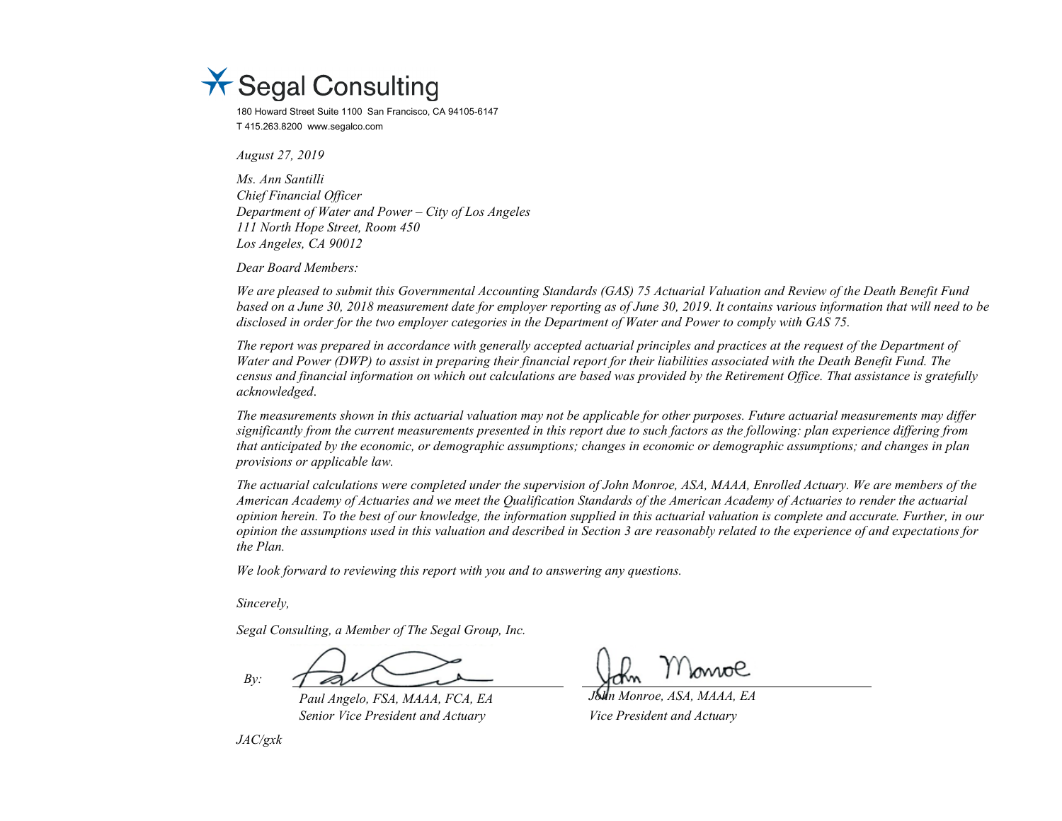Segal Consulting

180 Howard Street Suite 1100 San Francisco, CA 94105-6147
T 415.263.8200 www.segalco.com

*August 27, 2019*

*Ms. Ann Santilli*
*Chief Financial Officer*
*Department of Water and Power – City of Los Angeles*
*111 North Hope Street, Room 450*
*Los Angeles, CA 90012*

*Dear Board Members:*

*We are pleased to submit this Governmental Accounting Standards (GAS) 75 Actuarial Valuation and Review of the Death Benefit Fund based on a June 30, 2018 measurement date for employer reporting as of June 30, 2019. It contains various information that will need to be disclosed in order for the two employer categories in the Department of Water and Power to comply with GAS 75.*

*The report was prepared in accordance with generally accepted actuarial principles and practices at the request of the Department of Water and Power (DWP) to assist in preparing their financial report for their liabilities associated with the Death Benefit Fund. The census and financial information on which out calculations are based was provided by the Retirement Office. That assistance is gratefully acknowledged.*

*The measurements shown in this actuarial valuation may not be applicable for other purposes. Future actuarial measurements may differ significantly from the current measurements presented in this report due to such factors as the following: plan experience differing from that anticipated by the economic, or demographic assumptions; changes in economic or demographic assumptions; and changes in plan provisions or applicable law.*

*The actuarial calculations were completed under the supervision of John Monroe, ASA, MAAA, Enrolled Actuary. We are members of the American Academy of Actuaries and we meet the Qualification Standards of the American Academy of Actuaries to render the actuarial opinion herein. To the best of our knowledge, the information supplied in this actuarial valuation is complete and accurate. Further, in our opinion the assumptions used in this valuation and described in Section 3 are reasonably related to the experience of and expectations for the Plan.*

*We look forward to reviewing this report with you and to answering any questions.*

*Sincerely,*

*Segal Consulting, a Member of The Segal Group, Inc.*

*By:*

| | |
|---|---|
| *Paul Angelo, FSA, MAAA, FCA, EA* | *John Monroe, ASA, MAAA, EA* |
| *Senior Vice President and Actuary* | *Vice President and Actuary* |

*JAC/gxk*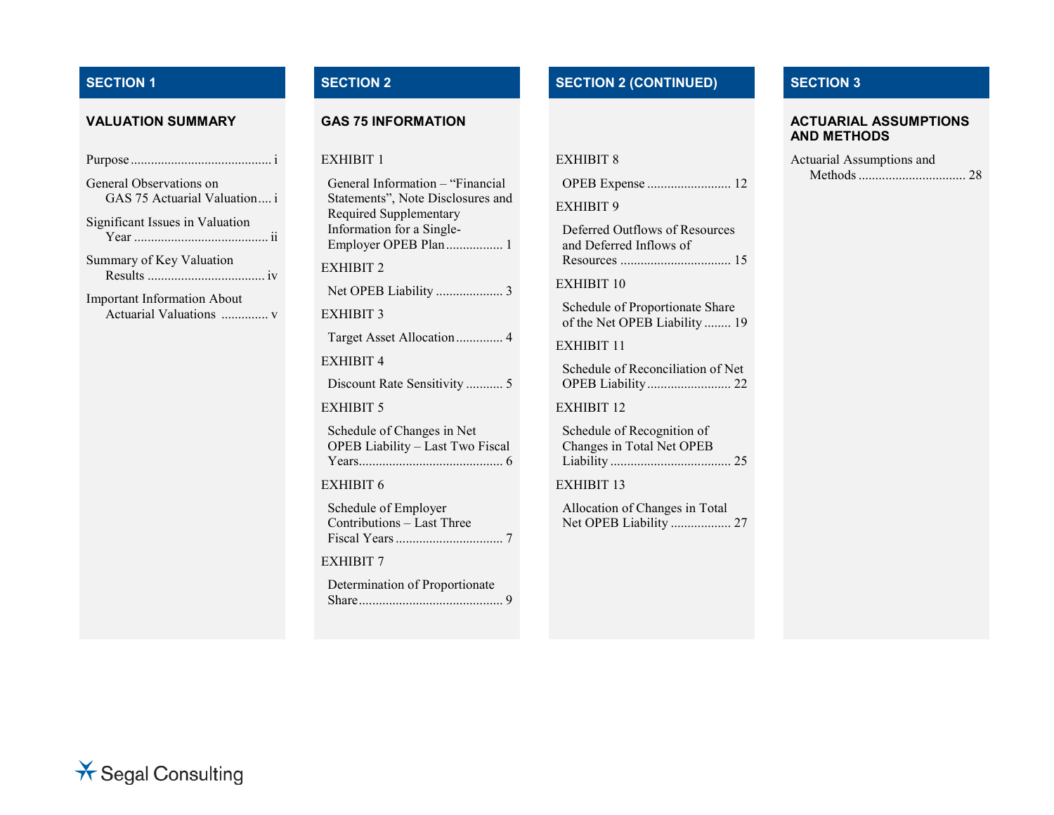## SECTION 1

### VALUATION SUMMARY

Purpose .......................................... i

General Observations on GAS 75 Actuarial Valuation .... i

Significant Issues in Valuation Year ........................................ ii

Summary of Key Valuation Results .................................. iv

Important Information About Actuarial Valuations ............. v

## SECTION 2

### GAS 75 INFORMATION

EXHIBIT 1

General Information – "Financial Statements", Note Disclosures and Required Supplementary Information for a Single-Employer OPEB Plan ................. 1

EXHIBIT 2

Net OPEB Liability .................... 3

EXHIBIT 3

Target Asset Allocation ............. 4

EXHIBIT 4

Discount Rate Sensitivity ........... 5

EXHIBIT 5

Schedule of Changes in Net OPEB Liability – Last Two Fiscal Years........................................... 6

EXHIBIT 6

Schedule of Employer Contributions – Last Three Fiscal Years ................................ 7

EXHIBIT 7

Determination of Proportionate Share........................................... 9

## SECTION 2 (CONTINUED)

EXHIBIT 8

OPEB Expense ......................... 12

EXHIBIT 9

Deferred Outflows of Resources and Deferred Inflows of Resources ................................ 15

EXHIBIT 10

Schedule of Proportionate Share of the Net OPEB Liability ........ 19

EXHIBIT 11

Schedule of Reconciliation of Net OPEB Liability ......................... 22

EXHIBIT 12

Schedule of Recognition of Changes in Total Net OPEB Liability .................................... 25

EXHIBIT 13

Allocation of Changes in Total Net OPEB Liability .................. 27

## SECTION 3

### ACTUARIAL ASSUMPTIONS AND METHODS

Actuarial Assumptions and Methods ................................ 28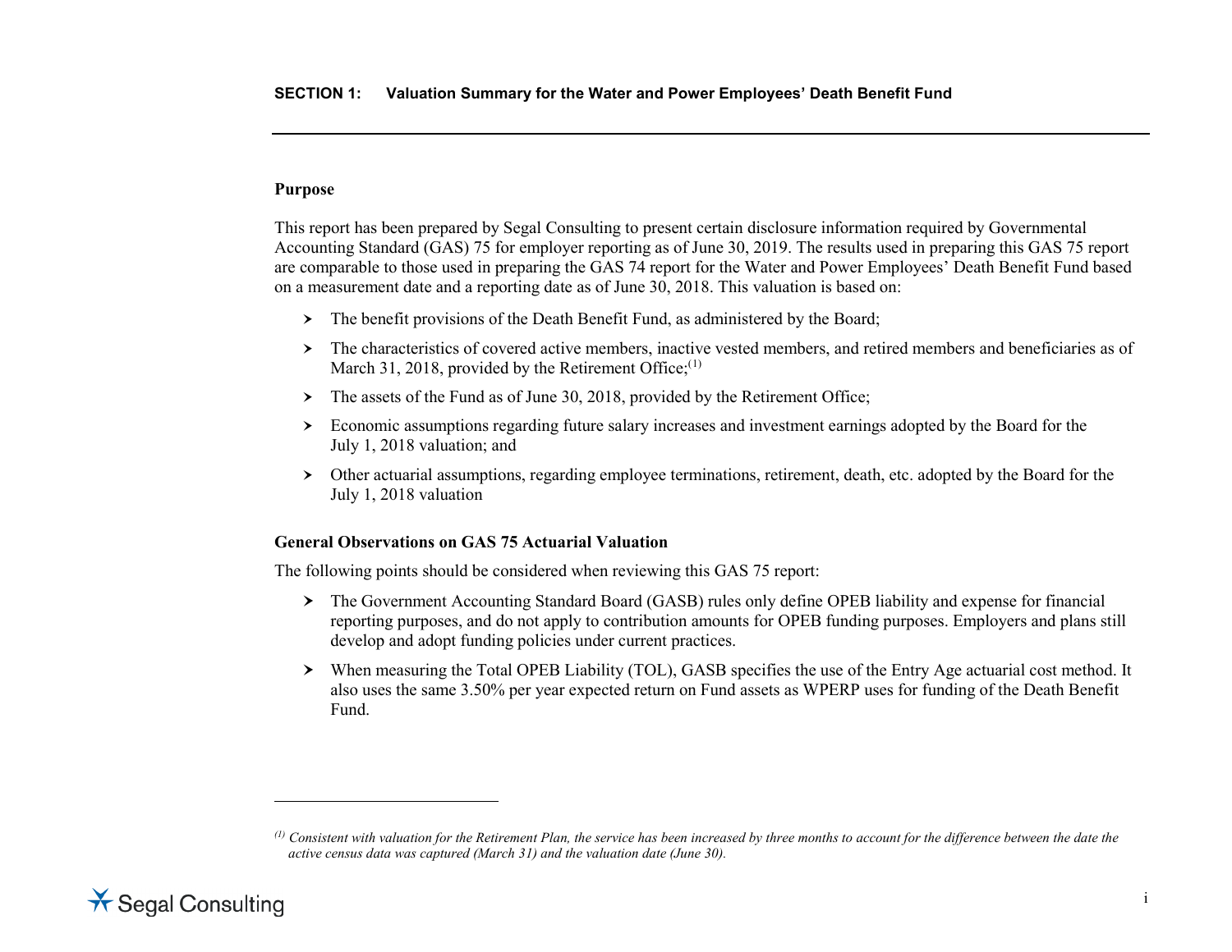## SECTION 1: Valuation Summary for the Water and Power Employees' Death Benefit Fund

### Purpose

This report has been prepared by Segal Consulting to present certain disclosure information required by Governmental Accounting Standard (GAS) 75 for employer reporting as of June 30, 2019. The results used in preparing this GAS 75 report are comparable to those used in preparing the GAS 74 report for the Water and Power Employees' Death Benefit Fund based on a measurement date and a reporting date as of June 30, 2018. This valuation is based on:

- The benefit provisions of the Death Benefit Fund, as administered by the Board;
- The characteristics of covered active members, inactive vested members, and retired members and beneficiaries as of March 31, 2018, provided by the Retirement Office;[1]
- The assets of the Fund as of June 30, 2018, provided by the Retirement Office;
- Economic assumptions regarding future salary increases and investment earnings adopted by the Board for the July 1, 2018 valuation; and
- Other actuarial assumptions, regarding employee terminations, retirement, death, etc. adopted by the Board for the July 1, 2018 valuation

### General Observations on GAS 75 Actuarial Valuation

The following points should be considered when reviewing this GAS 75 report:

- The Government Accounting Standard Board (GASB) rules only define OPEB liability and expense for financial reporting purposes, and do not apply to contribution amounts for OPEB funding purposes. Employers and plans still develop and adopt funding policies under current practices.
- When measuring the Total OPEB Liability (TOL), GASB specifies the use of the Entry Age actuarial cost method. It also uses the same 3.50% per year expected return on Fund assets as WPERP uses for funding of the Death Benefit Fund.

---

*[1] Consistent with valuation for the Retirement Plan, the service has been increased by three months to account for the difference between the date the active census data was captured (March 31) and the valuation date (June 30).*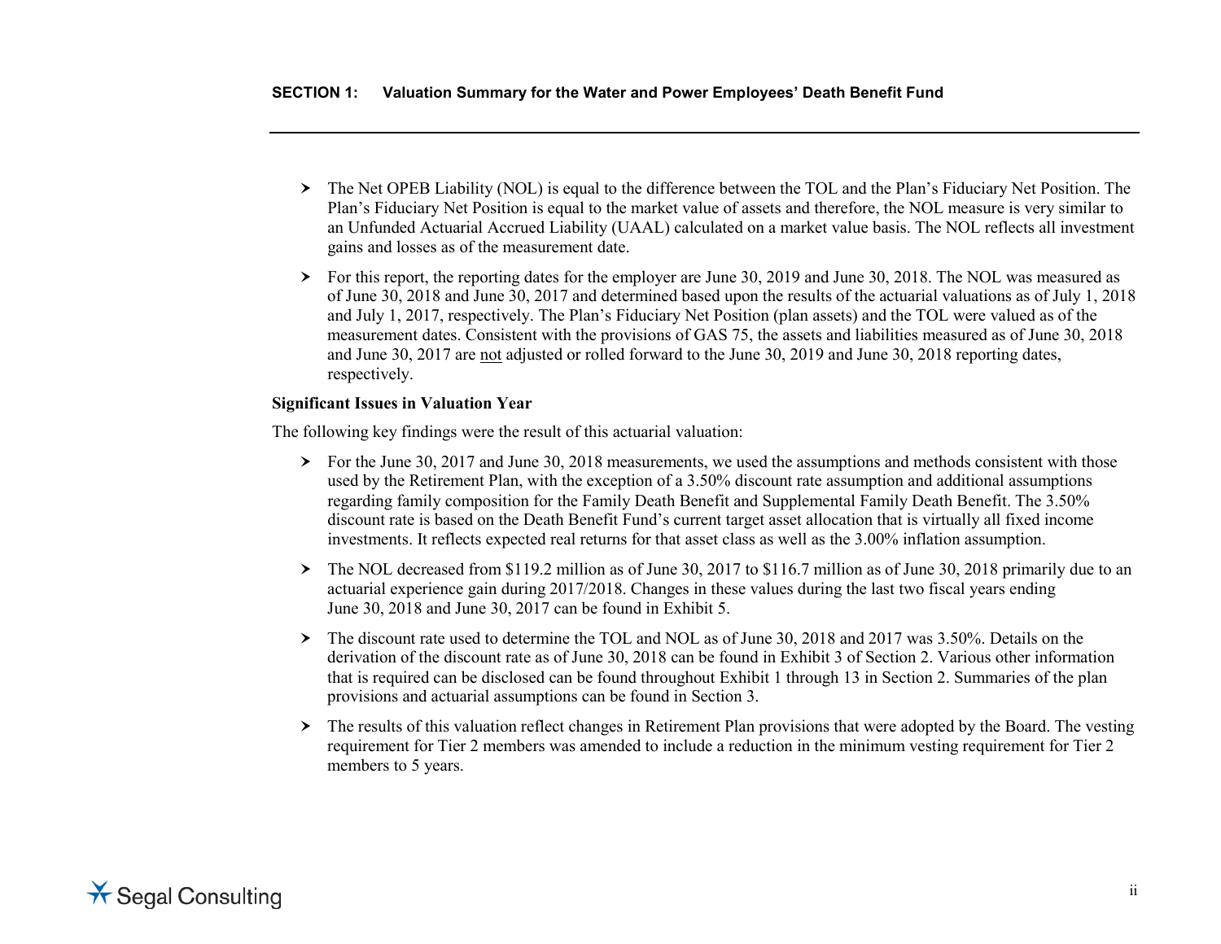- The Net OPEB Liability (NOL) is equal to the difference between the TOL and the Plan's Fiduciary Net Position. The Plan's Fiduciary Net Position is equal to the market value of assets and therefore, the NOL measure is very similar to an Unfunded Actuarial Accrued Liability (UAAL) calculated on a market value basis. The NOL reflects all investment gains and losses as of the measurement date.
- For this report, the reporting dates for the employer are June 30, 2019 and June 30, 2018. The NOL was measured as of June 30, 2018 and June 30, 2017 and determined based upon the results of the actuarial valuations as of July 1, 2018 and July 1, 2017, respectively. The Plan's Fiduciary Net Position (plan assets) and the TOL were valued as of the measurement dates. Consistent with the provisions of GAS 75, the assets and liabilities measured as of June 30, 2018 and June 30, 2017 are not adjusted or rolled forward to the June 30, 2019 and June 30, 2018 reporting dates, respectively.

**Significant Issues in Valuation Year**

The following key findings were the result of this actuarial valuation:

- For the June 30, 2017 and June 30, 2018 measurements, we used the assumptions and methods consistent with those used by the Retirement Plan, with the exception of a 3.50% discount rate assumption and additional assumptions regarding family composition for the Family Death Benefit and Supplemental Family Death Benefit. The 3.50% discount rate is based on the Death Benefit Fund's current target asset allocation that is virtually all fixed income investments. It reflects expected real returns for that asset class as well as the 3.00% inflation assumption.
- The NOL decreased from $119.2 million as of June 30, 2017 to $116.7 million as of June 30, 2018 primarily due to an actuarial experience gain during 2017/2018. Changes in these values during the last two fiscal years ending June 30, 2018 and June 30, 2017 can be found in Exhibit 5.
- The discount rate used to determine the TOL and NOL as of June 30, 2018 and 2017 was 3.50%. Details on the derivation of the discount rate as of June 30, 2018 can be found in Exhibit 3 of Section 2. Various other information that is required can be disclosed can be found throughout Exhibit 1 through 13 in Section 2. Summaries of the plan provisions and actuarial assumptions can be found in Section 3.
- The results of this valuation reflect changes in Retirement Plan provisions that were adopted by the Board. The vesting requirement for Tier 2 members was amended to include a reduction in the minimum vesting requirement for Tier 2 members to 5 years.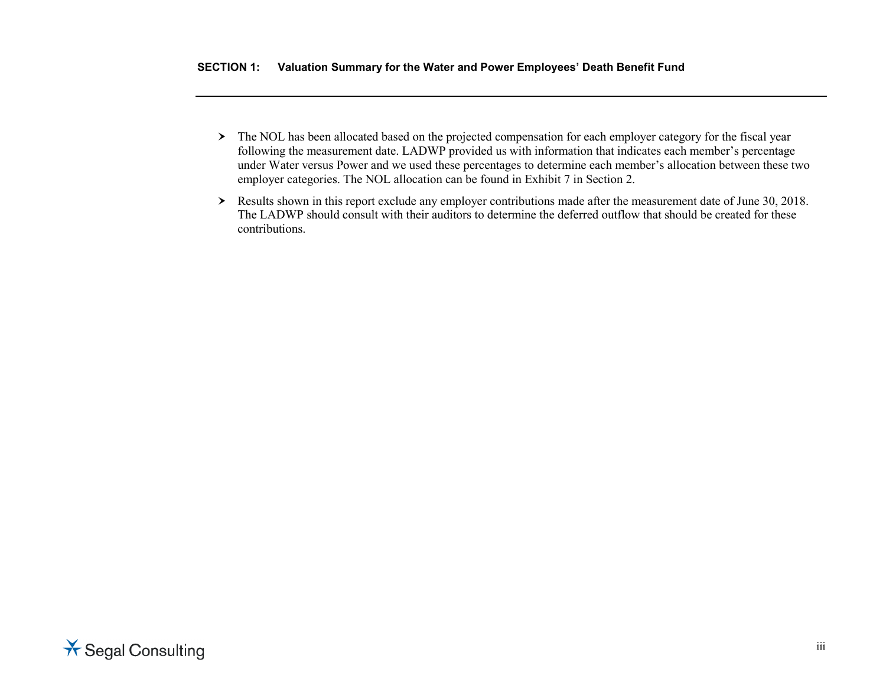- The NOL has been allocated based on the projected compensation for each employer category for the fiscal year following the measurement date. LADWP provided us with information that indicates each member's percentage under Water versus Power and we used these percentages to determine each member's allocation between these two employer categories. The NOL allocation can be found in Exhibit 7 in Section 2.
- Results shown in this report exclude any employer contributions made after the measurement date of June 30, 2018. The LADWP should consult with their auditors to determine the deferred outflow that should be created for these contributions.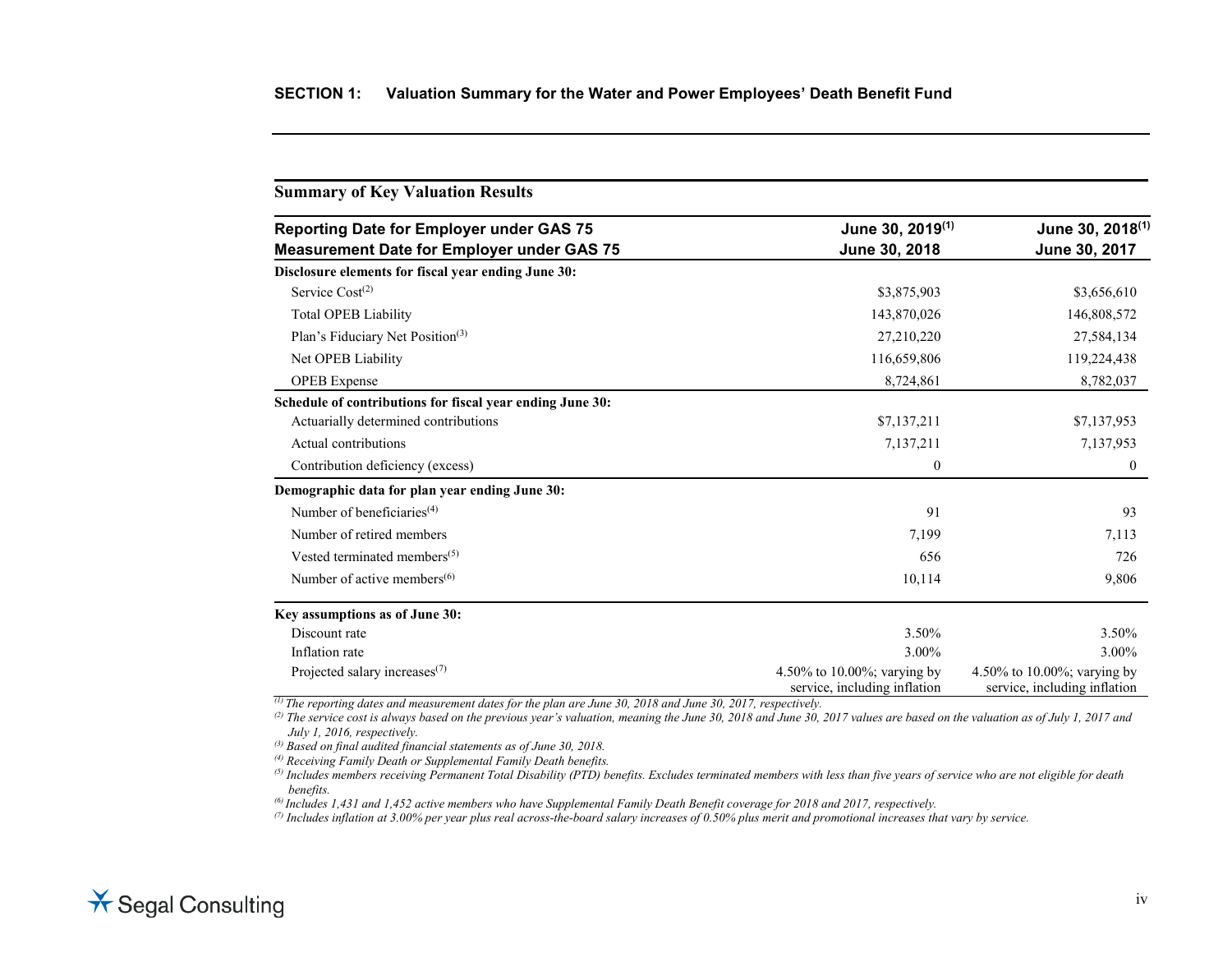## SECTION 1: Valuation Summary for the Water and Power Employees' Death Benefit Fund

### Summary of Key Valuation Results

| Reporting Date for Employer under GAS 75<br>Measurement Date for Employer under GAS 75 | June 30, 2019[1]<br>June 30, 2018 | June 30, 2018[1]<br>June 30, 2017 |
|---|---|---|
| **Disclosure elements for fiscal year ending June 30:** | | |
| Service Cost[2] | $3,875,903 | $3,656,610 |
| Total OPEB Liability | 143,870,026 | 146,808,572 |
| Plan's Fiduciary Net Position[3] | 27,210,220 | 27,584,134 |
| Net OPEB Liability | 116,659,806 | 119,224,438 |
| OPEB Expense | 8,724,861 | 8,782,037 |
| **Schedule of contributions for fiscal year ending June 30:** | | |
| Actuarially determined contributions | $7,137,211 | $7,137,953 |
| Actual contributions | 7,137,211 | 7,137,953 |
| Contribution deficiency (excess) | 0 | 0 |
| **Demographic data for plan year ending June 30:** | | |
| Number of beneficiaries[4] | 91 | 93 |
| Number of retired members | 7,199 | 7,113 |
| Vested terminated members[5] | 656 | 726 |
| Number of active members[6] | 10,114 | 9,806 |
| **Key assumptions as of June 30:** | | |
| Discount rate | 3.50% | 3.50% |
| Inflation rate | 3.00% | 3.00% |
| Projected salary increases[7] | 4.50% to 10.00%; varying by service, including inflation | 4.50% to 10.00%; varying by service, including inflation |

*[1] The reporting dates and measurement dates for the plan are June 30, 2018 and June 30, 2017, respectively.*

*[2] The service cost is always based on the previous year's valuation, meaning the June 30, 2018 and June 30, 2017 values are based on the valuation as of July 1, 2017 and July 1, 2016, respectively.*

*[3] Based on final audited financial statements as of June 30, 2018.*

*[4] Receiving Family Death or Supplemental Family Death benefits.*

*[5] Includes members receiving Permanent Total Disability (PTD) benefits. Excludes terminated members with less than five years of service who are not eligible for death benefits.*

*[6] Includes 1,431 and 1,452 active members who have Supplemental Family Death Benefit coverage for 2018 and 2017, respectively.*

*[7] Includes inflation at 3.00% per year plus real across-the-board salary increases of 0.50% plus merit and promotional increases that vary by service.*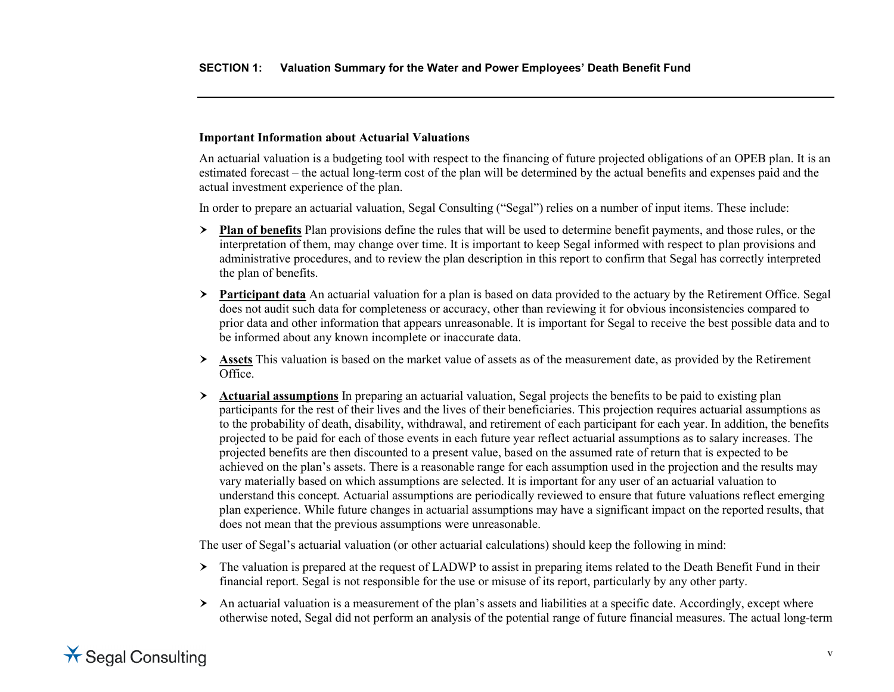**Important Information about Actuarial Valuations**

An actuarial valuation is a budgeting tool with respect to the financing of future projected obligations of an OPEB plan. It is an estimated forecast – the actual long-term cost of the plan will be determined by the actual benefits and expenses paid and the actual investment experience of the plan.

In order to prepare an actuarial valuation, Segal Consulting ("Segal") relies on a number of input items. These include:

- **Plan of benefits** Plan provisions define the rules that will be used to determine benefit payments, and those rules, or the interpretation of them, may change over time. It is important to keep Segal informed with respect to plan provisions and administrative procedures, and to review the plan description in this report to confirm that Segal has correctly interpreted the plan of benefits.
- **Participant data** An actuarial valuation for a plan is based on data provided to the actuary by the Retirement Office. Segal does not audit such data for completeness or accuracy, other than reviewing it for obvious inconsistencies compared to prior data and other information that appears unreasonable. It is important for Segal to receive the best possible data and to be informed about any known incomplete or inaccurate data.
- **Assets** This valuation is based on the market value of assets as of the measurement date, as provided by the Retirement Office.
- **Actuarial assumptions** In preparing an actuarial valuation, Segal projects the benefits to be paid to existing plan participants for the rest of their lives and the lives of their beneficiaries. This projection requires actuarial assumptions as to the probability of death, disability, withdrawal, and retirement of each participant for each year. In addition, the benefits projected to be paid for each of those events in each future year reflect actuarial assumptions as to salary increases. The projected benefits are then discounted to a present value, based on the assumed rate of return that is expected to be achieved on the plan's assets. There is a reasonable range for each assumption used in the projection and the results may vary materially based on which assumptions are selected. It is important for any user of an actuarial valuation to understand this concept. Actuarial assumptions are periodically reviewed to ensure that future valuations reflect emerging plan experience. While future changes in actuarial assumptions may have a significant impact on the reported results, that does not mean that the previous assumptions were unreasonable.

The user of Segal's actuarial valuation (or other actuarial calculations) should keep the following in mind:

- The valuation is prepared at the request of LADWP to assist in preparing items related to the Death Benefit Fund in their financial report. Segal is not responsible for the use or misuse of its report, particularly by any other party.
- An actuarial valuation is a measurement of the plan's assets and liabilities at a specific date. Accordingly, except where otherwise noted, Segal did not perform an analysis of the potential range of future financial measures. The actual long-term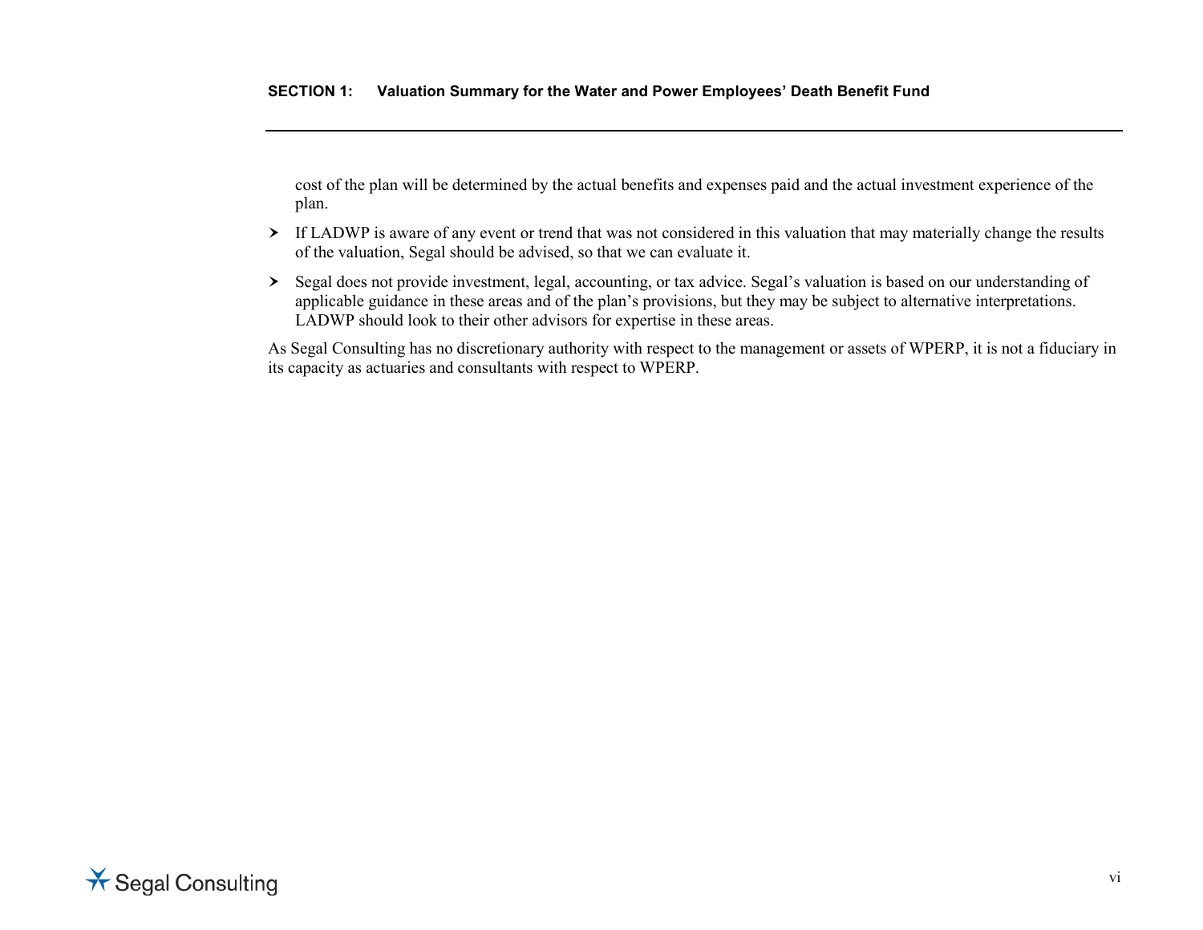cost of the plan will be determined by the actual benefits and expenses paid and the actual investment experience of the plan.

- If LADWP is aware of any event or trend that was not considered in this valuation that may materially change the results of the valuation, Segal should be advised, so that we can evaluate it.
- Segal does not provide investment, legal, accounting, or tax advice. Segal's valuation is based on our understanding of applicable guidance in these areas and of the plan's provisions, but they may be subject to alternative interpretations. LADWP should look to their other advisors for expertise in these areas.

As Segal Consulting has no discretionary authority with respect to the management or assets of WPERP, it is not a fiduciary in its capacity as actuaries and consultants with respect to WPERP.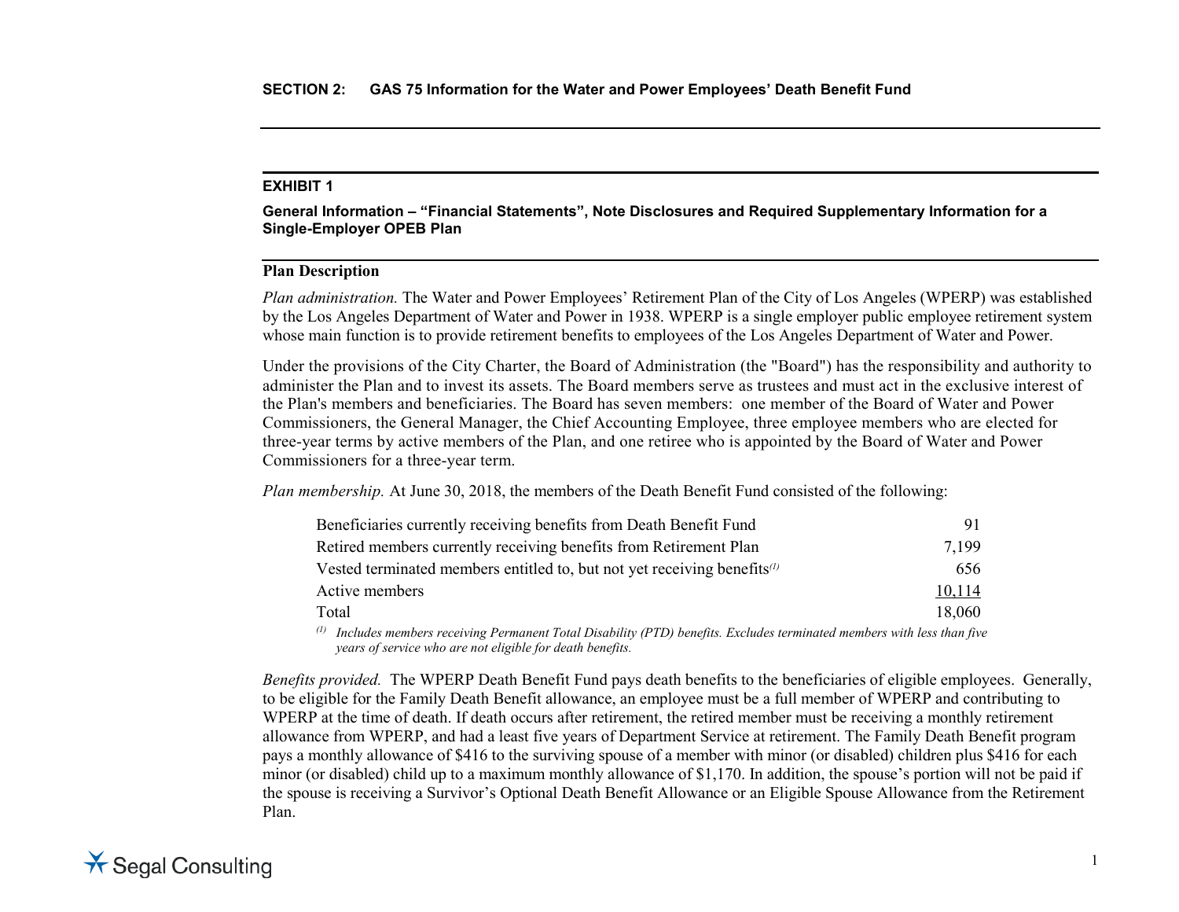**SECTION 2: GAS 75 Information for the Water and Power Employees' Death Benefit Fund**

**EXHIBIT 1**

**General Information – "Financial Statements", Note Disclosures and Required Supplementary Information for a Single-Employer OPEB Plan**

**Plan Description**

*Plan administration.* The Water and Power Employees' Retirement Plan of the City of Los Angeles (WPERP) was established by the Los Angeles Department of Water and Power in 1938. WPERP is a single employer public employee retirement system whose main function is to provide retirement benefits to employees of the Los Angeles Department of Water and Power.

Under the provisions of the City Charter, the Board of Administration (the "Board") has the responsibility and authority to administer the Plan and to invest its assets. The Board members serve as trustees and must act in the exclusive interest of the Plan's members and beneficiaries. The Board has seven members: one member of the Board of Water and Power Commissioners, the General Manager, the Chief Accounting Employee, three employee members who are elected for three-year terms by active members of the Plan, and one retiree who is appointed by the Board of Water and Power Commissioners for a three-year term.

*Plan membership.* At June 30, 2018, the members of the Death Benefit Fund consisted of the following:

| | |
|---|---:|
| Beneficiaries currently receiving benefits from Death Benefit Fund | 91 |
| Retired members currently receiving benefits from Retirement Plan | 7,199 |
| Vested terminated members entitled to, but not yet receiving benefits[(1)] | 656 |
| Active members | 10,114 |
| Total | 18,060 |

[(1)] *Includes members receiving Permanent Total Disability (PTD) benefits. Excludes terminated members with less than five years of service who are not eligible for death benefits.*

*Benefits provided.* The WPERP Death Benefit Fund pays death benefits to the beneficiaries of eligible employees. Generally, to be eligible for the Family Death Benefit allowance, an employee must be a full member of WPERP and contributing to WPERP at the time of death. If death occurs after retirement, the retired member must be receiving a monthly retirement allowance from WPERP, and had a least five years of Department Service at retirement. The Family Death Benefit program pays a monthly allowance of $416 to the surviving spouse of a member with minor (or disabled) children plus $416 for each minor (or disabled) child up to a maximum monthly allowance of $1,170. In addition, the spouse's portion will not be paid if the spouse is receiving a Survivor's Optional Death Benefit Allowance or an Eligible Spouse Allowance from the Retirement Plan.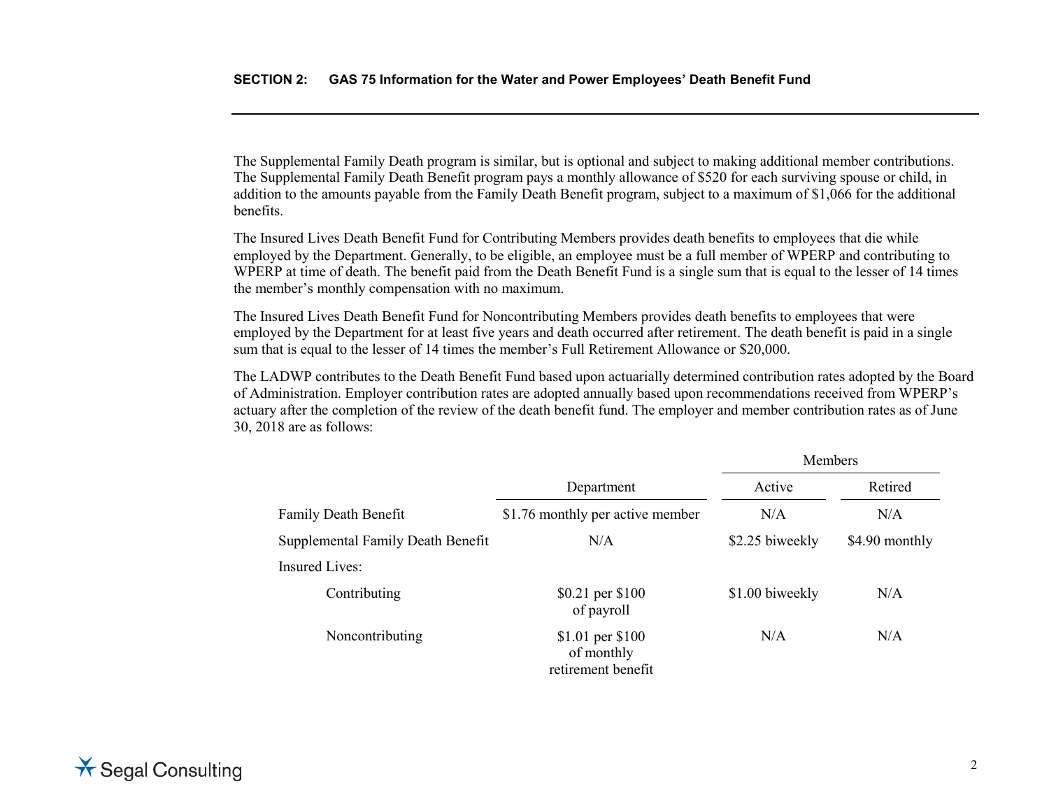The Supplemental Family Death program is similar, but is optional and subject to making additional member contributions. The Supplemental Family Death Benefit program pays a monthly allowance of $520 for each surviving spouse or child, in addition to the amounts payable from the Family Death Benefit program, subject to a maximum of $1,066 for the additional benefits.

The Insured Lives Death Benefit Fund for Contributing Members provides death benefits to employees that die while employed by the Department. Generally, to be eligible, an employee must be a full member of WPERP and contributing to WPERP at time of death. The benefit paid from the Death Benefit Fund is a single sum that is equal to the lesser of 14 times the member's monthly compensation with no maximum.

The Insured Lives Death Benefit Fund for Noncontributing Members provides death benefits to employees that were employed by the Department for at least five years and death occurred after retirement. The death benefit is paid in a single sum that is equal to the lesser of 14 times the member's Full Retirement Allowance or $20,000.

The LADWP contributes to the Death Benefit Fund based upon actuarially determined contribution rates adopted by the Board of Administration. Employer contribution rates are adopted annually based upon recommendations received from WPERP's actuary after the completion of the review of the death benefit fund. The employer and member contribution rates as of June 30, 2018 are as follows:

| | | Members | |
|---|---|---|---|
| | Department | Active | Retired |
| Family Death Benefit | $1.76 monthly per active member | N/A | N/A |
| Supplemental Family Death Benefit | N/A | $2.25 biweekly | $4.90 monthly |
| Insured Lives: | | | |
| Contributing | $0.21 per $100 of payroll | $1.00 biweekly | N/A |
| Noncontributing | $1.01 per $100 of monthly retirement benefit | N/A | N/A |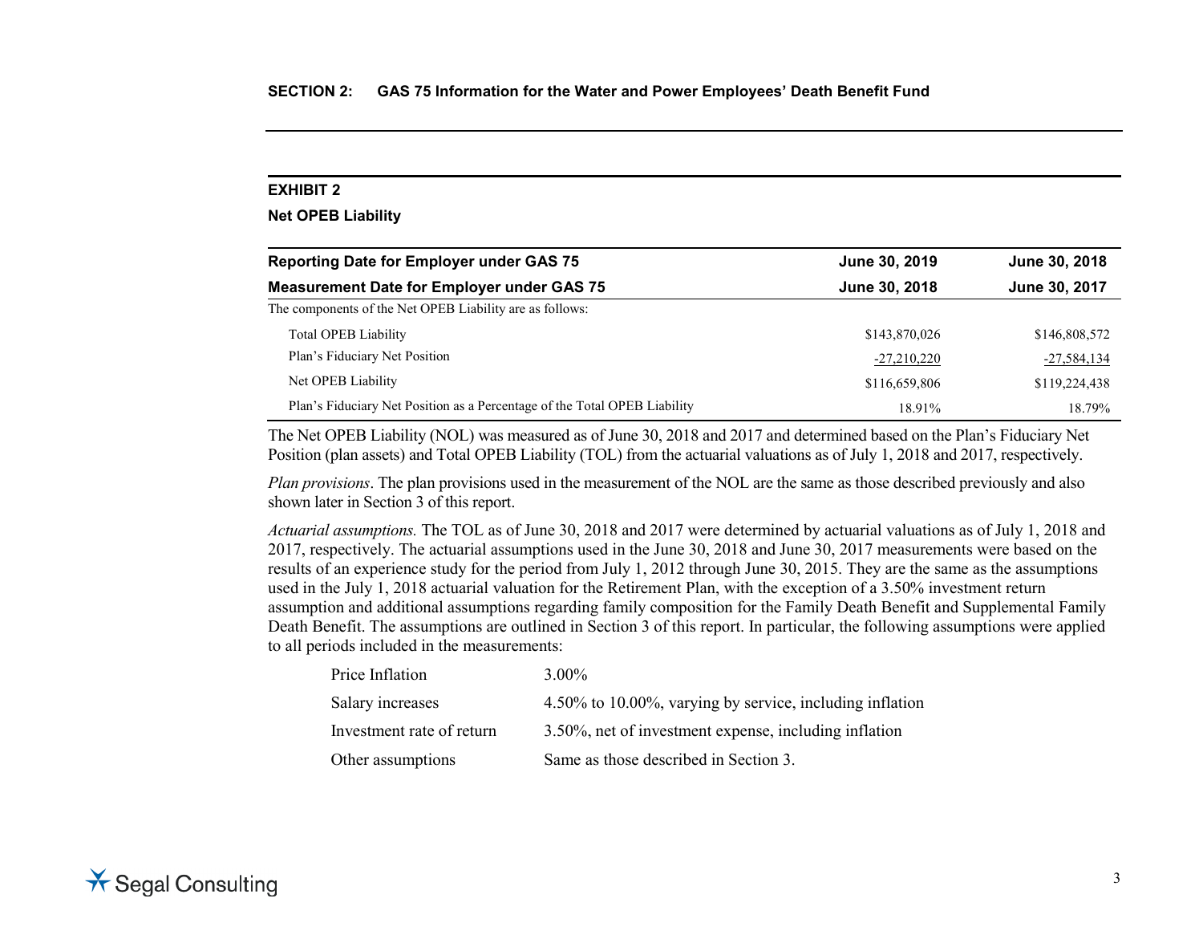## SECTION 2: GAS 75 Information for the Water and Power Employees' Death Benefit Fund

### EXHIBIT 2

**Net OPEB Liability**

| **Reporting Date for Employer under GAS 75** | **June 30, 2019** | **June 30, 2018** |
|---|---|---|
| **Measurement Date for Employer under GAS 75** | **June 30, 2018** | **June 30, 2017** |
| The components of the Net OPEB Liability are as follows: | | |
| Total OPEB Liability | $143,870,026 | $146,808,572 |
| Plan's Fiduciary Net Position | -27,210,220 | -27,584,134 |
| Net OPEB Liability | $116,659,806 | $119,224,438 |
| Plan's Fiduciary Net Position as a Percentage of the Total OPEB Liability | 18.91% | 18.79% |

The Net OPEB Liability (NOL) was measured as of June 30, 2018 and 2017 and determined based on the Plan's Fiduciary Net Position (plan assets) and Total OPEB Liability (TOL) from the actuarial valuations as of July 1, 2018 and 2017, respectively.

*Plan provisions*. The plan provisions used in the measurement of the NOL are the same as those described previously and also shown later in Section 3 of this report.

*Actuarial assumptions.* The TOL as of June 30, 2018 and 2017 were determined by actuarial valuations as of July 1, 2018 and 2017, respectively. The actuarial assumptions used in the June 30, 2018 and June 30, 2017 measurements were based on the results of an experience study for the period from July 1, 2012 through June 30, 2015. They are the same as the assumptions used in the July 1, 2018 actuarial valuation for the Retirement Plan, with the exception of a 3.50% investment return assumption and additional assumptions regarding family composition for the Family Death Benefit and Supplemental Family Death Benefit. The assumptions are outlined in Section 3 of this report. In particular, the following assumptions were applied to all periods included in the measurements:

| | |
|---|---|
| Price Inflation | 3.00% |
| Salary increases | 4.50% to 10.00%, varying by service, including inflation |
| Investment rate of return | 3.50%, net of investment expense, including inflation |
| Other assumptions | Same as those described in Section 3. |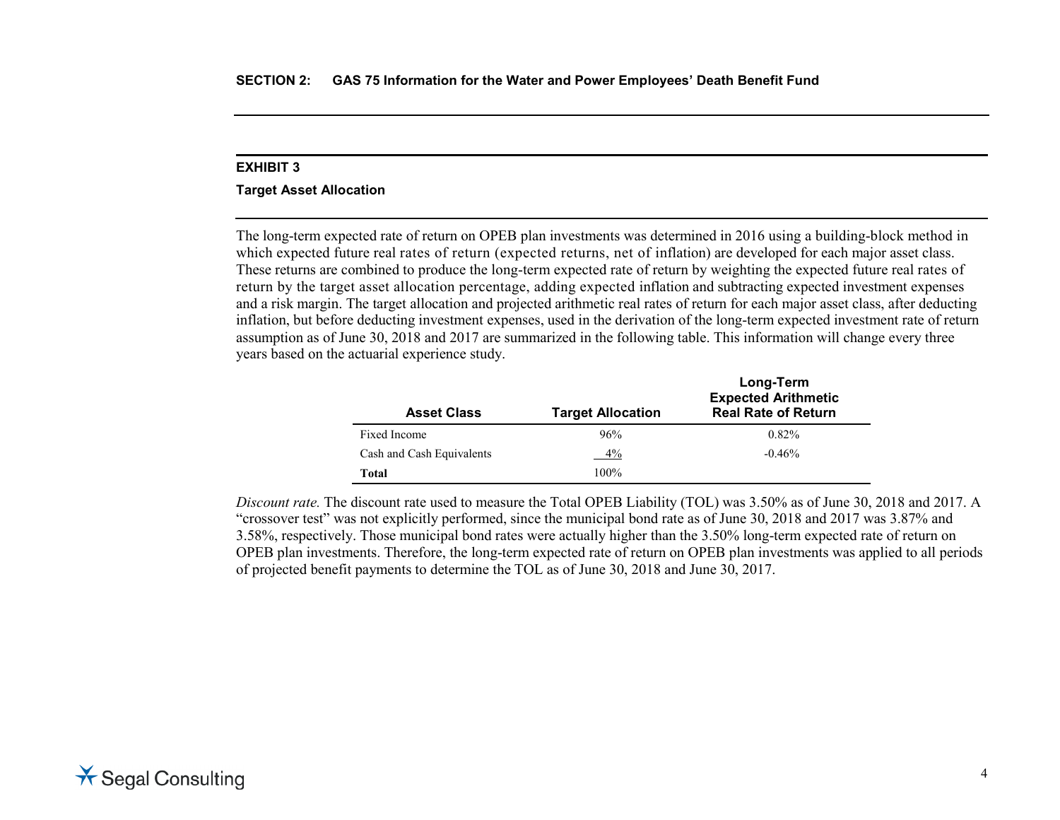## EXHIBIT 3

### Target Asset Allocation

The long-term expected rate of return on OPEB plan investments was determined in 2016 using a building-block method in which expected future real rates of return (expected returns, net of inflation) are developed for each major asset class. These returns are combined to produce the long-term expected rate of return by weighting the expected future real rates of return by the target asset allocation percentage, adding expected inflation and subtracting expected investment expenses and a risk margin. The target allocation and projected arithmetic real rates of return for each major asset class, after deducting inflation, but before deducting investment expenses, used in the derivation of the long-term expected investment rate of return assumption as of June 30, 2018 and 2017 are summarized in the following table. This information will change every three years based on the actuarial experience study.

| Asset Class | Target Allocation | Long-Term Expected Arithmetic Real Rate of Return |
|---|---|---|
| Fixed Income | 96% | 0.82% |
| Cash and Cash Equivalents | 4% | -0.46% |
| **Total** | 100% | |

*Discount rate.* The discount rate used to measure the Total OPEB Liability (TOL) was 3.50% as of June 30, 2018 and 2017. A "crossover test" was not explicitly performed, since the municipal bond rate as of June 30, 2018 and 2017 was 3.87% and 3.58%, respectively. Those municipal bond rates were actually higher than the 3.50% long-term expected rate of return on OPEB plan investments. Therefore, the long-term expected rate of return on OPEB plan investments was applied to all periods of projected benefit payments to determine the TOL as of June 30, 2018 and June 30, 2017.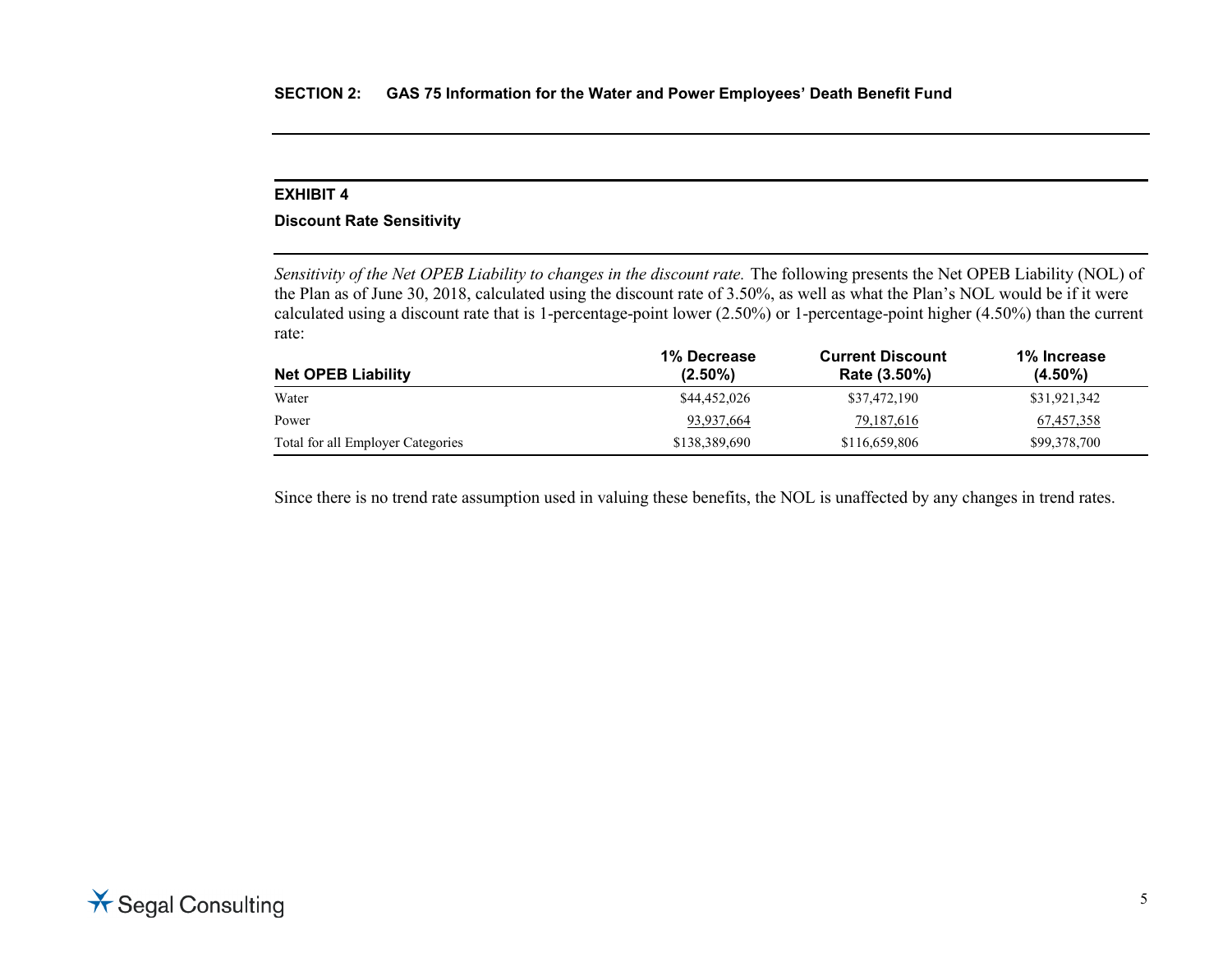## SECTION 2: GAS 75 Information for the Water and Power Employees' Death Benefit Fund

### EXHIBIT 4

**Discount Rate Sensitivity**

*Sensitivity of the Net OPEB Liability to changes in the discount rate.* The following presents the Net OPEB Liability (NOL) of the Plan as of June 30, 2018, calculated using the discount rate of 3.50%, as well as what the Plan's NOL would be if it were calculated using a discount rate that is 1-percentage-point lower (2.50%) or 1-percentage-point higher (4.50%) than the current rate:

| Net OPEB Liability | 1% Decrease (2.50%) | Current Discount Rate (3.50%) | 1% Increase (4.50%) |
|---|---|---|---|
| Water | $44,452,026 | $37,472,190 | $31,921,342 |
| Power | 93,937,664 | 79,187,616 | 67,457,358 |
| Total for all Employer Categories | $138,389,690 | $116,659,806 | $99,378,700 |

Since there is no trend rate assumption used in valuing these benefits, the NOL is unaffected by any changes in trend rates.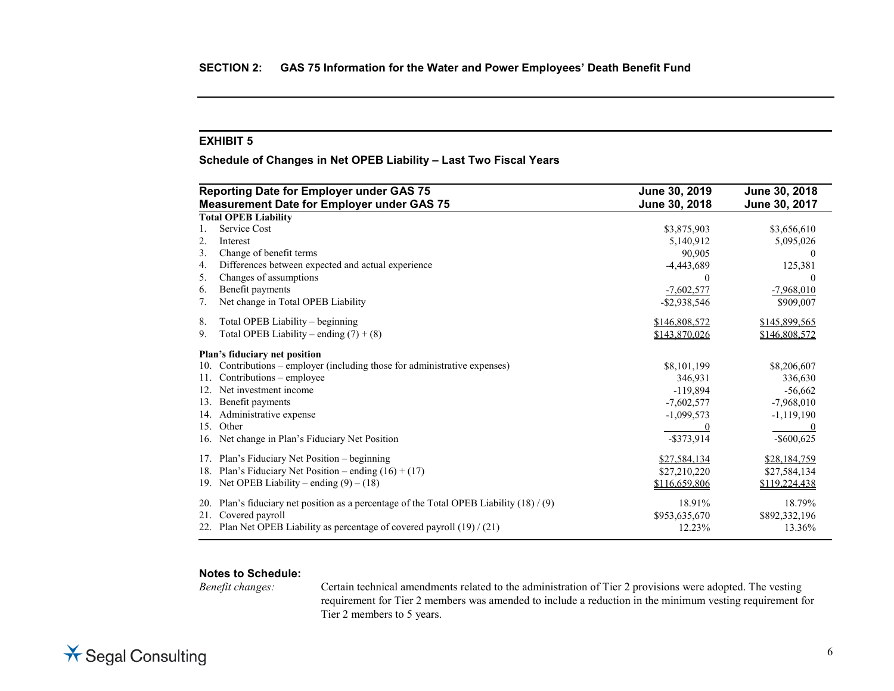**SECTION 2: GAS 75 Information for the Water and Power Employees' Death Benefit Fund**

## EXHIBIT 5

### Schedule of Changes in Net OPEB Liability – Last Two Fiscal Years

| Reporting Date for Employer under GAS 75<br>Measurement Date for Employer under GAS 75 | June 30, 2019<br>June 30, 2018 | June 30, 2018<br>June 30, 2017 |
|---|---|---|
| **Total OPEB Liability** | | |
| 1. Service Cost | $3,875,903 | $3,656,610 |
| 2. Interest | 5,140,912 | 5,095,026 |
| 3. Change of benefit terms | 90,905 | 0 |
| 4. Differences between expected and actual experience | -4,443,689 | 125,381 |
| 5. Changes of assumptions | 0 | 0 |
| 6. Benefit payments | -7,602,577 | -7,968,010 |
| 7. Net change in Total OPEB Liability | -$2,938,546 | $909,007 |
| 8. Total OPEB Liability – beginning | $146,808,572 | $145,899,565 |
| 9. Total OPEB Liability – ending (7) + (8) | $143,870,026 | $146,808,572 |
| **Plan's fiduciary net position** | | |
| 10. Contributions – employer (including those for administrative expenses) | $8,101,199 | $8,206,607 |
| 11. Contributions – employee | 346,931 | 336,630 |
| 12. Net investment income | -119,894 | -56,662 |
| 13. Benefit payments | -7,602,577 | -7,968,010 |
| 14. Administrative expense | -1,099,573 | -1,119,190 |
| 15. Other | 0 | 0 |
| 16. Net change in Plan's Fiduciary Net Position | -$373,914 | -$600,625 |
| 17. Plan's Fiduciary Net Position – beginning | $27,584,134 | $28,184,759 |
| 18. Plan's Fiduciary Net Position – ending (16) + (17) | $27,210,220 | $27,584,134 |
| 19. Net OPEB Liability – ending (9) – (18) | $116,659,806 | $119,224,438 |
| 20. Plan's fiduciary net position as a percentage of the Total OPEB Liability (18) / (9) | 18.91% | 18.79% |
| 21. Covered payroll | $953,635,670 | $892,332,196 |
| 22. Plan Net OPEB Liability as percentage of covered payroll (19) / (21) | 12.23% | 13.36% |

**Notes to Schedule:**

*Benefit changes:* Certain technical amendments related to the administration of Tier 2 provisions were adopted. The vesting requirement for Tier 2 members was amended to include a reduction in the minimum vesting requirement for Tier 2 members to 5 years.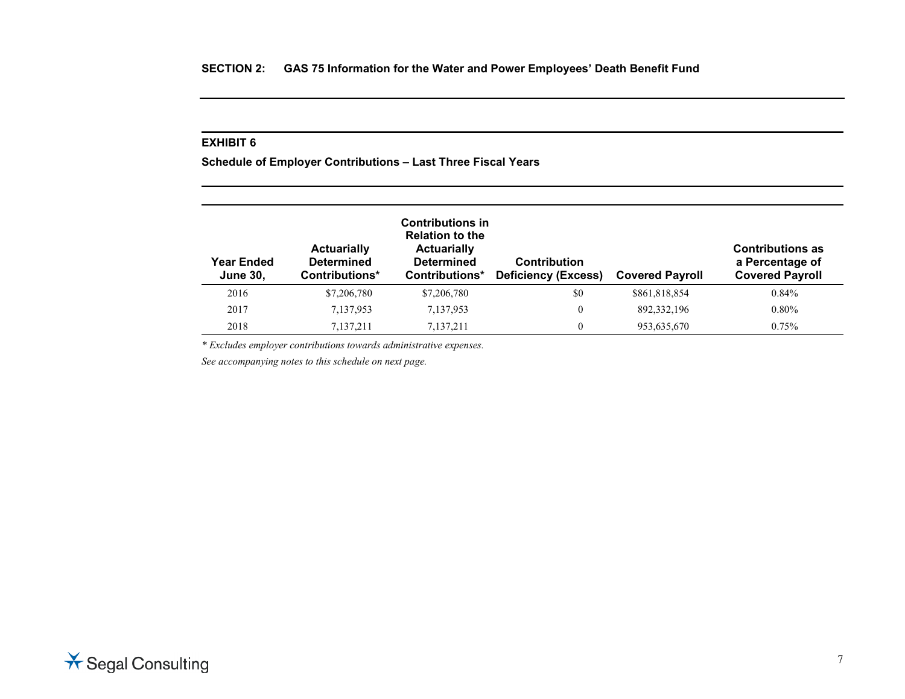## SECTION 2: GAS 75 Information for the Water and Power Employees' Death Benefit Fund

### EXHIBIT 6

**Schedule of Employer Contributions – Last Three Fiscal Years**

| Year Ended June 30, | Actuarially Determined Contributions* | Contributions in Relation to the Actuarially Determined Contributions* | Contribution Deficiency (Excess) | Covered Payroll | Contributions as a Percentage of Covered Payroll |
|---|---|---|---|---|---|
| 2016 | $7,206,780 | $7,206,780 | $0 | $861,818,854 | 0.84% |
| 2017 | 7,137,953 | 7,137,953 | 0 | 892,332,196 | 0.80% |
| 2018 | 7,137,211 | 7,137,211 | 0 | 953,635,670 | 0.75% |

*\* Excludes employer contributions towards administrative expenses.*

*See accompanying notes to this schedule on next page.*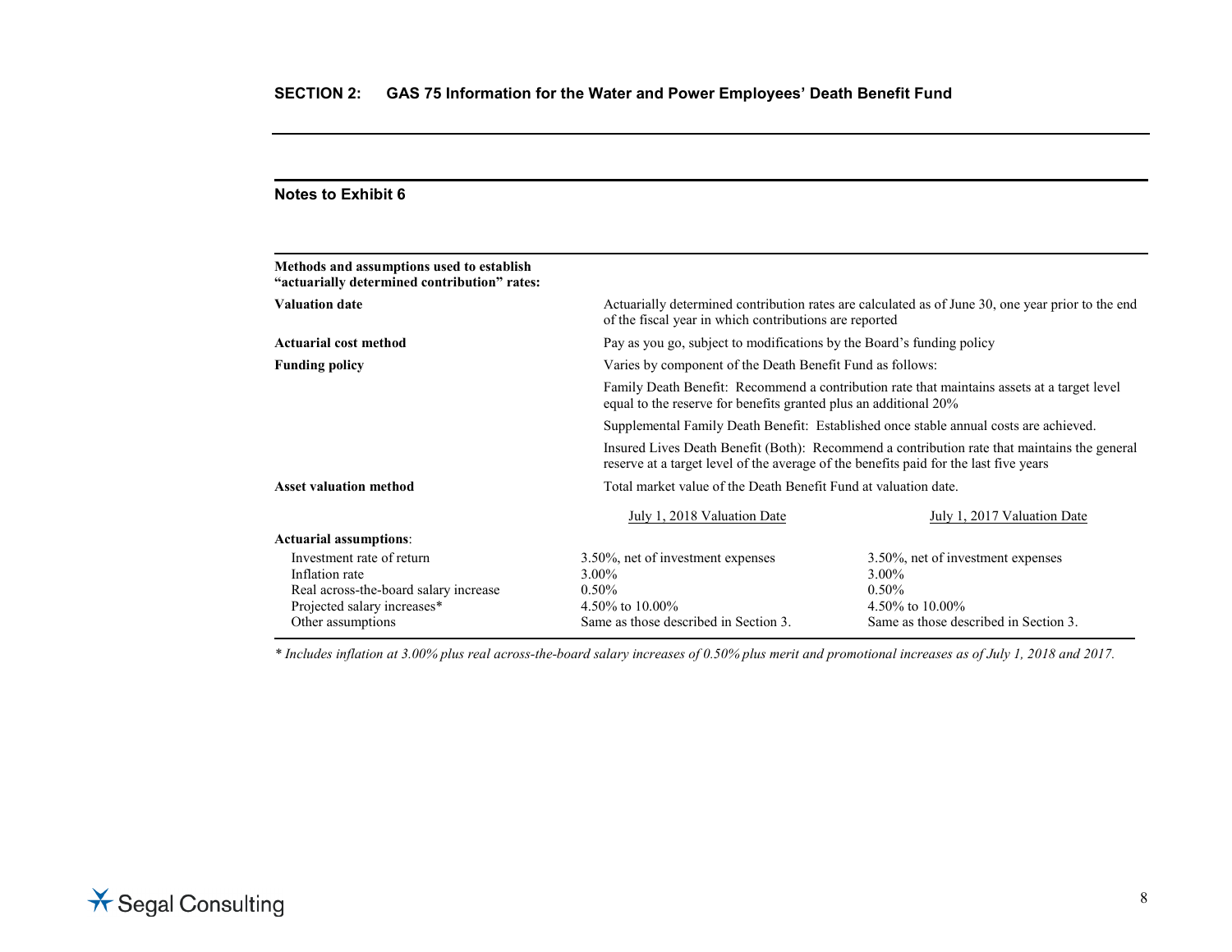## SECTION 2: GAS 75 Information for the Water and Power Employees' Death Benefit Fund

### Notes to Exhibit 6

| **Methods and assumptions used to establish "actuarially determined contribution" rates:** | | |
|---|---|---|
| **Valuation date** | Actuarially determined contribution rates are calculated as of June 30, one year prior to the end of the fiscal year in which contributions are reported | |
| **Actuarial cost method** | Pay as you go, subject to modifications by the Board's funding policy | |
| **Funding policy** | Varies by component of the Death Benefit Fund as follows: | |
| | Family Death Benefit: Recommend a contribution rate that maintains assets at a target level equal to the reserve for benefits granted plus an additional 20% | |
| | Supplemental Family Death Benefit: Established once stable annual costs are achieved. | |
| | Insured Lives Death Benefit (Both): Recommend a contribution rate that maintains the general reserve at a target level of the average of the benefits paid for the last five years | |
| **Asset valuation method** | Total market value of the Death Benefit Fund at valuation date. | |
| | July 1, 2018 Valuation Date | July 1, 2017 Valuation Date |
| **Actuarial assumptions**: | | |
| Investment rate of return | 3.50%, net of investment expenses | 3.50%, net of investment expenses |
| Inflation rate | 3.00% | 3.00% |
| Real across-the-board salary increase | 0.50% | 0.50% |
| Projected salary increases* | 4.50% to 10.00% | 4.50% to 10.00% |
| Other assumptions | Same as those described in Section 3. | Same as those described in Section 3. |

*\* Includes inflation at 3.00% plus real across-the-board salary increases of 0.50% plus merit and promotional increases as of July 1, 2018 and 2017.*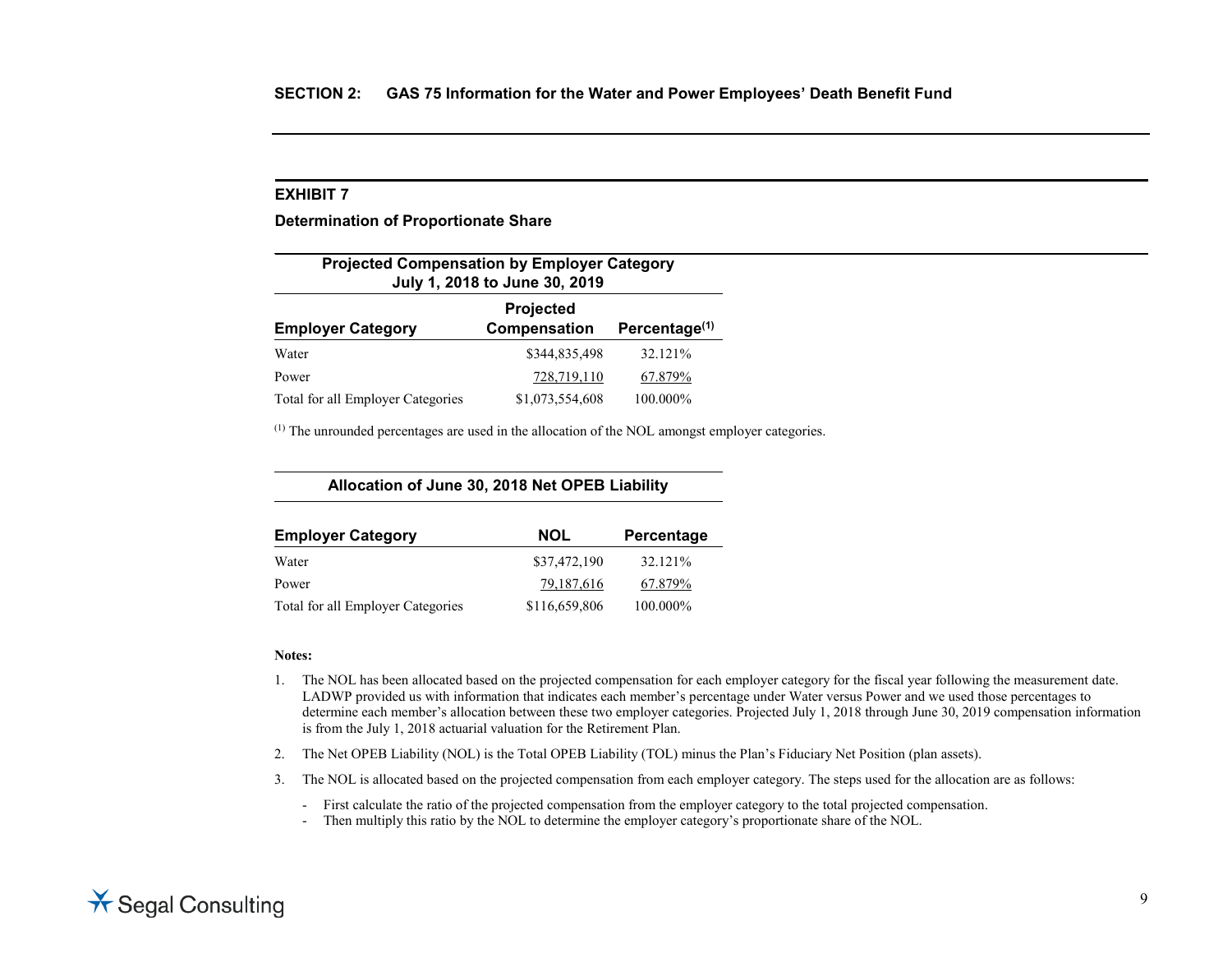## SECTION 2: GAS 75 Information for the Water and Power Employees' Death Benefit Fund

### EXHIBIT 7

**Determination of Proportionate Share**

**Projected Compensation by Employer Category July 1, 2018 to June 30, 2019**

| Employer Category | Projected Compensation | Percentage[1] |
|---|---|---|
| Water | $344,835,498 | 32.121% |
| Power | 728,719,110 | 67.879% |
| Total for all Employer Categories | $1,073,554,608 | 100.000% |

[1] The unrounded percentages are used in the allocation of the NOL amongst employer categories.

**Allocation of June 30, 2018 Net OPEB Liability**

| Employer Category | NOL | Percentage |
|---|---|---|
| Water | $37,472,190 | 32.121% |
| Power | 79,187,616 | 67.879% |
| Total for all Employer Categories | $116,659,806 | 100.000% |

**Notes:**

1. The NOL has been allocated based on the projected compensation for each employer category for the fiscal year following the measurement date. LADWP provided us with information that indicates each member's percentage under Water versus Power and we used those percentages to determine each member's allocation between these two employer categories. Projected July 1, 2018 through June 30, 2019 compensation information is from the July 1, 2018 actuarial valuation for the Retirement Plan.
2. The Net OPEB Liability (NOL) is the Total OPEB Liability (TOL) minus the Plan's Fiduciary Net Position (plan assets).
3. The NOL is allocated based on the projected compensation from each employer category. The steps used for the allocation are as follows:
   - First calculate the ratio of the projected compensation from the employer category to the total projected compensation.
   - Then multiply this ratio by the NOL to determine the employer category's proportionate share of the NOL.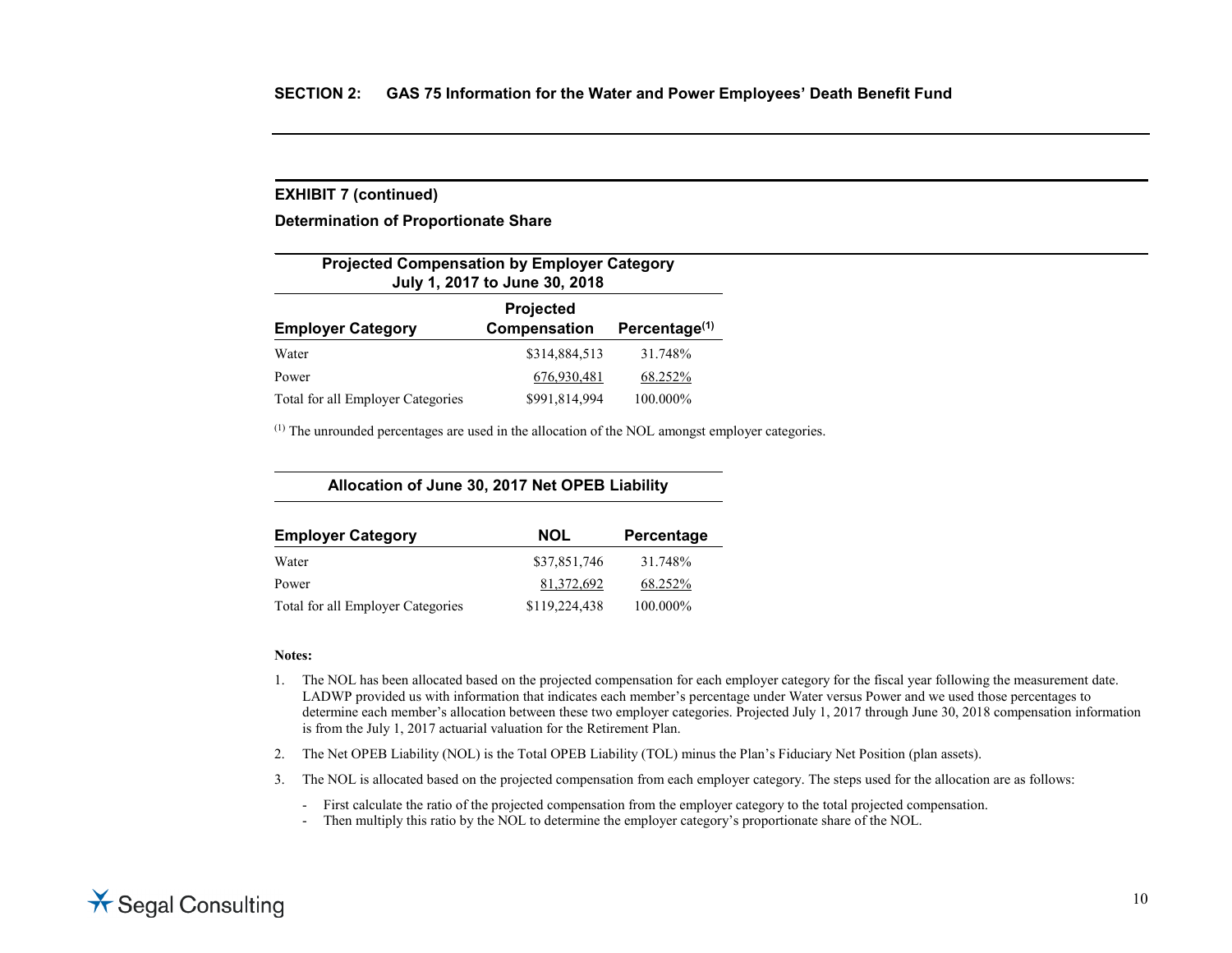## SECTION 2: GAS 75 Information for the Water and Power Employees' Death Benefit Fund

### EXHIBIT 7 (continued)

### Determination of Proportionate Share

**Projected Compensation by Employer Category July 1, 2017 to June 30, 2018**

| Employer Category | Projected Compensation | Percentage[(1)] |
|---|---|---|
| Water | $314,884,513 | 31.748% |
| Power | 676,930,481 | 68.252% |
| Total for all Employer Categories | $991,814,994 | 100.000% |

[(1)] The unrounded percentages are used in the allocation of the NOL amongst employer categories.

**Allocation of June 30, 2017 Net OPEB Liability**

| Employer Category | NOL | Percentage |
|---|---|---|
| Water | $37,851,746 | 31.748% |
| Power | 81,372,692 | 68.252% |
| Total for all Employer Categories | $119,224,438 | 100.000% |

**Notes:**

1. The NOL has been allocated based on the projected compensation for each employer category for the fiscal year following the measurement date. LADWP provided us with information that indicates each member's percentage under Water versus Power and we used those percentages to determine each member's allocation between these two employer categories. Projected July 1, 2017 through June 30, 2018 compensation information is from the July 1, 2017 actuarial valuation for the Retirement Plan.
2. The Net OPEB Liability (NOL) is the Total OPEB Liability (TOL) minus the Plan's Fiduciary Net Position (plan assets).
3. The NOL is allocated based on the projected compensation from each employer category. The steps used for the allocation are as follows:
   - First calculate the ratio of the projected compensation from the employer category to the total projected compensation.
   - Then multiply this ratio by the NOL to determine the employer category's proportionate share of the NOL.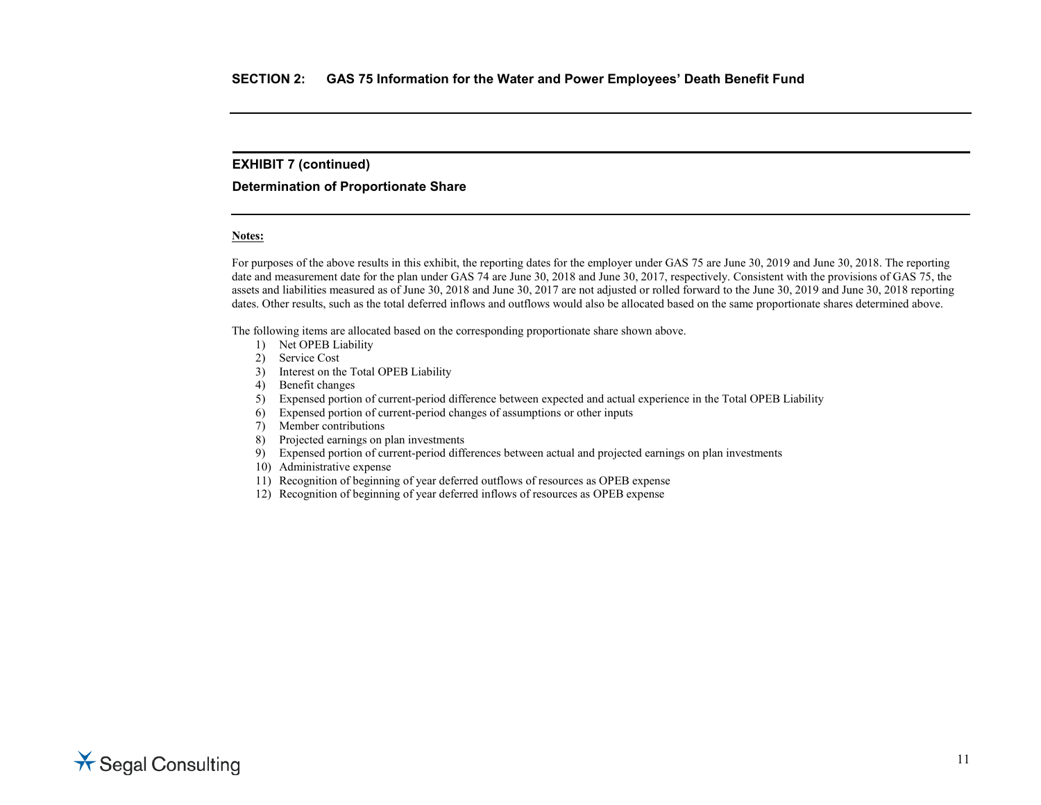## EXHIBIT 7 (continued)

### Determination of Proportionate Share

**Notes:**

For purposes of the above results in this exhibit, the reporting dates for the employer under GAS 75 are June 30, 2019 and June 30, 2018. The reporting date and measurement date for the plan under GAS 74 are June 30, 2018 and June 30, 2017, respectively. Consistent with the provisions of GAS 75, the assets and liabilities measured as of June 30, 2018 and June 30, 2017 are not adjusted or rolled forward to the June 30, 2019 and June 30, 2018 reporting dates. Other results, such as the total deferred inflows and outflows would also be allocated based on the same proportionate shares determined above.

The following items are allocated based on the corresponding proportionate share shown above.

1) Net OPEB Liability
2) Service Cost
3) Interest on the Total OPEB Liability
4) Benefit changes
5) Expensed portion of current-period difference between expected and actual experience in the Total OPEB Liability
6) Expensed portion of current-period changes of assumptions or other inputs
7) Member contributions
8) Projected earnings on plan investments
9) Expensed portion of current-period differences between actual and projected earnings on plan investments
10) Administrative expense
11) Recognition of beginning of year deferred outflows of resources as OPEB expense
12) Recognition of beginning of year deferred inflows of resources as OPEB expense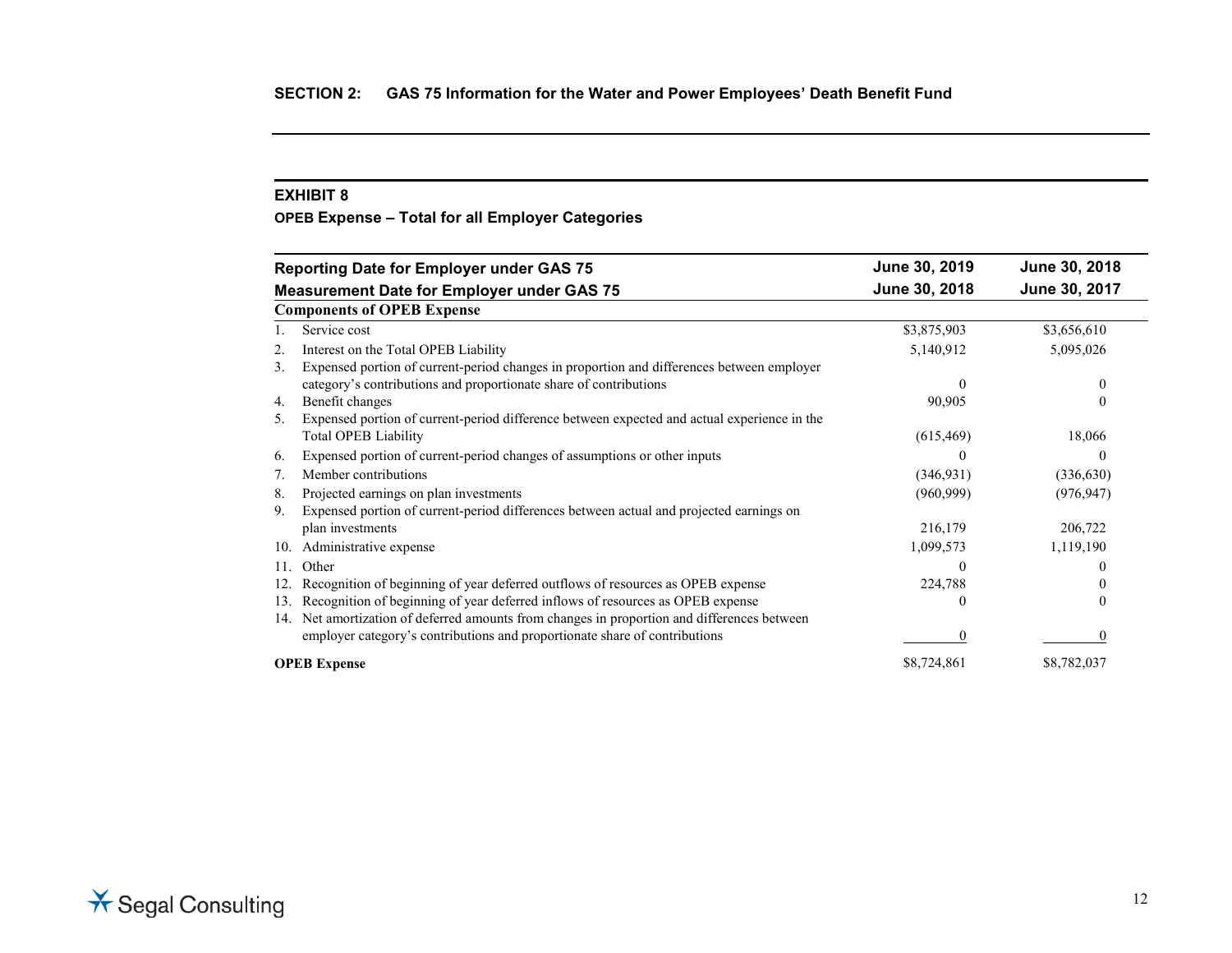## SECTION 2: GAS 75 Information for the Water and Power Employees' Death Benefit Fund

### EXHIBIT 8

**OPEB Expense – Total for all Employer Categories**

| Reporting Date for Employer under GAS 75 | June 30, 2019 | June 30, 2018 |
|---|---|---|
| Measurement Date for Employer under GAS 75 | June 30, 2018 | June 30, 2017 |
| **Components of OPEB Expense** | | |
| 1. Service cost | $3,875,903 | $3,656,610 |
| 2. Interest on the Total OPEB Liability | 5,140,912 | 5,095,026 |
| 3. Expensed portion of current-period changes in proportion and differences between employer category's contributions and proportionate share of contributions | 0 | 0 |
| 4. Benefit changes | 90,905 | 0 |
| 5. Expensed portion of current-period difference between expected and actual experience in the Total OPEB Liability | (615,469) | 18,066 |
| 6. Expensed portion of current-period changes of assumptions or other inputs | 0 | 0 |
| 7. Member contributions | (346,931) | (336,630) |
| 8. Projected earnings on plan investments | (960,999) | (976,947) |
| 9. Expensed portion of current-period differences between actual and projected earnings on plan investments | 216,179 | 206,722 |
| 10. Administrative expense | 1,099,573 | 1,119,190 |
| 11. Other | 0 | 0 |
| 12. Recognition of beginning of year deferred outflows of resources as OPEB expense | 224,788 | 0 |
| 13. Recognition of beginning of year deferred inflows of resources as OPEB expense | 0 | 0 |
| 14. Net amortization of deferred amounts from changes in proportion and differences between employer category's contributions and proportionate share of contributions | 0 | 0 |
| **OPEB Expense** | $8,724,861 | $8,782,037 |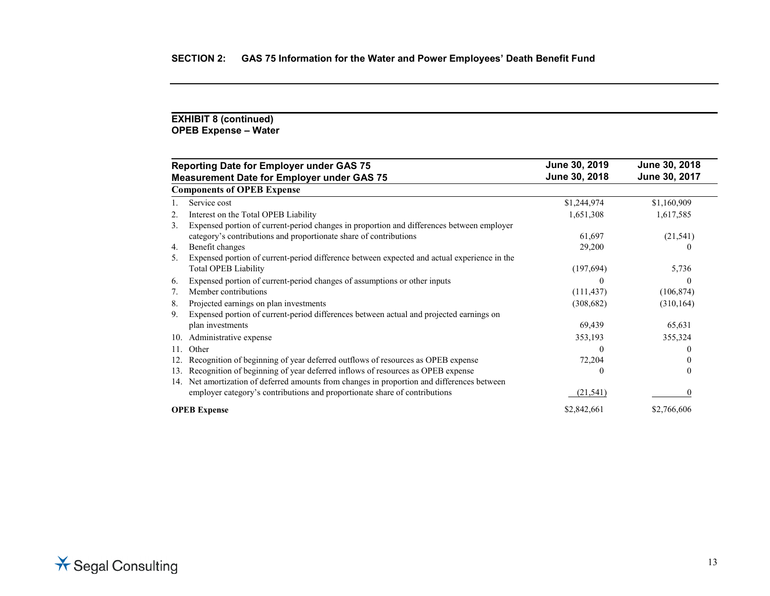## SECTION 2: GAS 75 Information for the Water and Power Employees' Death Benefit Fund

### EXHIBIT 8 (continued)
### OPEB Expense – Water

| Reporting Date for Employer under GAS 75<br>Measurement Date for Employer under GAS 75 | June 30, 2019<br>June 30, 2018 | June 30, 2018<br>June 30, 2017 |
|---|---|---|
| **Components of OPEB Expense** | | |
| 1. Service cost | $1,244,974 | $1,160,909 |
| 2. Interest on the Total OPEB Liability | 1,651,308 | 1,617,585 |
| 3. Expensed portion of current-period changes in proportion and differences between employer category's contributions and proportionate share of contributions | 61,697 | (21,541) |
| 4. Benefit changes | 29,200 | 0 |
| 5. Expensed portion of current-period difference between expected and actual experience in the Total OPEB Liability | (197,694) | 5,736 |
| 6. Expensed portion of current-period changes of assumptions or other inputs | 0 | 0 |
| 7. Member contributions | (111,437) | (106,874) |
| 8. Projected earnings on plan investments | (308,682) | (310,164) |
| 9. Expensed portion of current-period differences between actual and projected earnings on plan investments | 69,439 | 65,631 |
| 10. Administrative expense | 353,193 | 355,324 |
| 11. Other | 0 | 0 |
| 12. Recognition of beginning of year deferred outflows of resources as OPEB expense | 72,204 | 0 |
| 13. Recognition of beginning of year deferred inflows of resources as OPEB expense | 0 | 0 |
| 14. Net amortization of deferred amounts from changes in proportion and differences between employer category's contributions and proportionate share of contributions | (21,541) | 0 |
| **OPEB Expense** | $2,842,661 | $2,766,606 |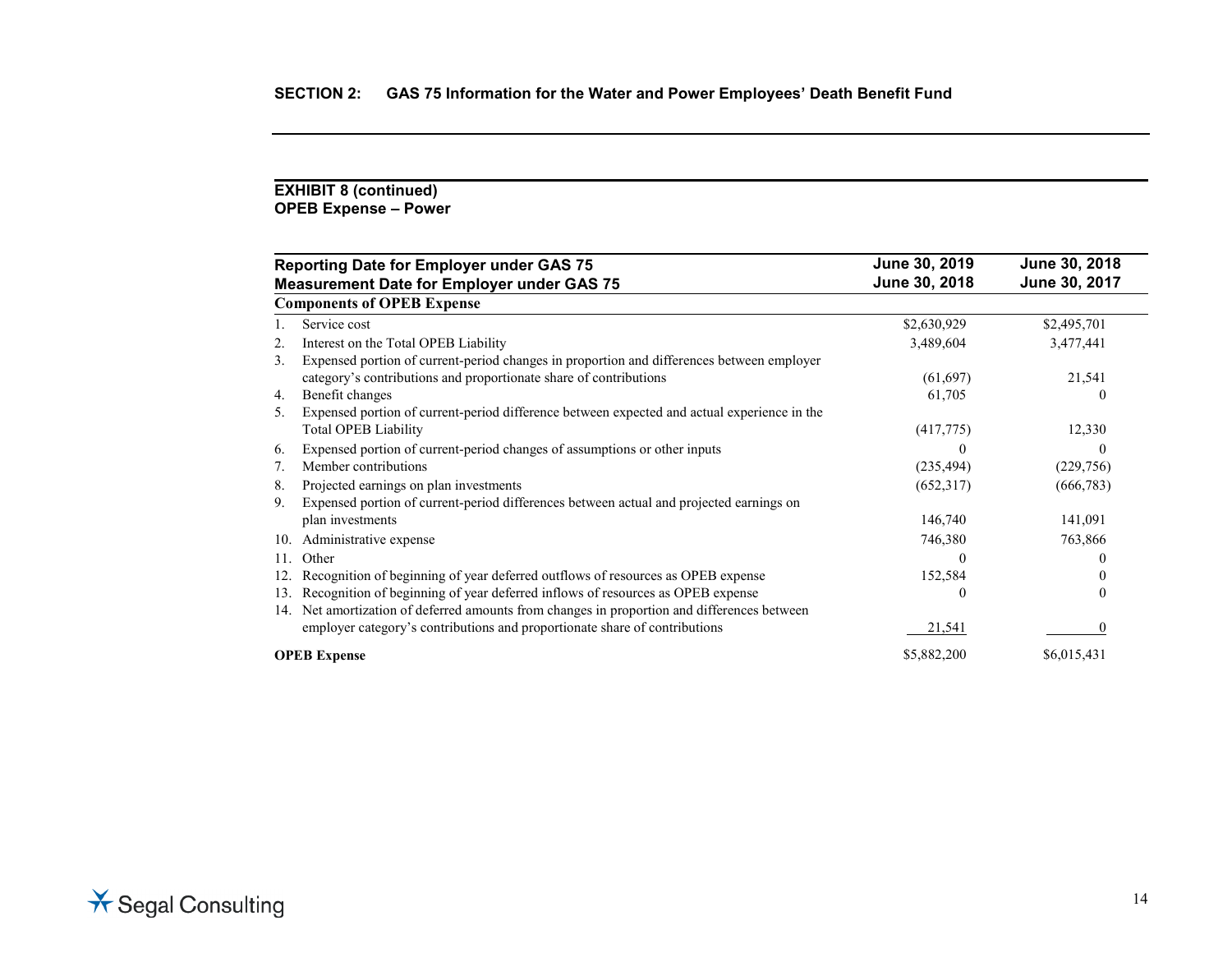## SECTION 2: GAS 75 Information for the Water and Power Employees' Death Benefit Fund

### EXHIBIT 8 (continued)
### OPEB Expense – Power

| Reporting Date for Employer under GAS 75<br>Measurement Date for Employer under GAS 75 | June 30, 2019<br>June 30, 2018 | June 30, 2018<br>June 30, 2017 |
|---|---|---|
| **Components of OPEB Expense** | | |
| 1. Service cost | $2,630,929 | $2,495,701 |
| 2. Interest on the Total OPEB Liability | 3,489,604 | 3,477,441 |
| 3. Expensed portion of current-period changes in proportion and differences between employer category's contributions and proportionate share of contributions | (61,697) | 21,541 |
| 4. Benefit changes | 61,705 | 0 |
| 5. Expensed portion of current-period difference between expected and actual experience in the Total OPEB Liability | (417,775) | 12,330 |
| 6. Expensed portion of current-period changes of assumptions or other inputs | 0 | 0 |
| 7. Member contributions | (235,494) | (229,756) |
| 8. Projected earnings on plan investments | (652,317) | (666,783) |
| 9. Expensed portion of current-period differences between actual and projected earnings on plan investments | 146,740 | 141,091 |
| 10. Administrative expense | 746,380 | 763,866 |
| 11. Other | 0 | 0 |
| 12. Recognition of beginning of year deferred outflows of resources as OPEB expense | 152,584 | 0 |
| 13. Recognition of beginning of year deferred inflows of resources as OPEB expense | 0 | 0 |
| 14. Net amortization of deferred amounts from changes in proportion and differences between employer category's contributions and proportionate share of contributions | 21,541 | 0 |
| **OPEB Expense** | $5,882,200 | $6,015,431 |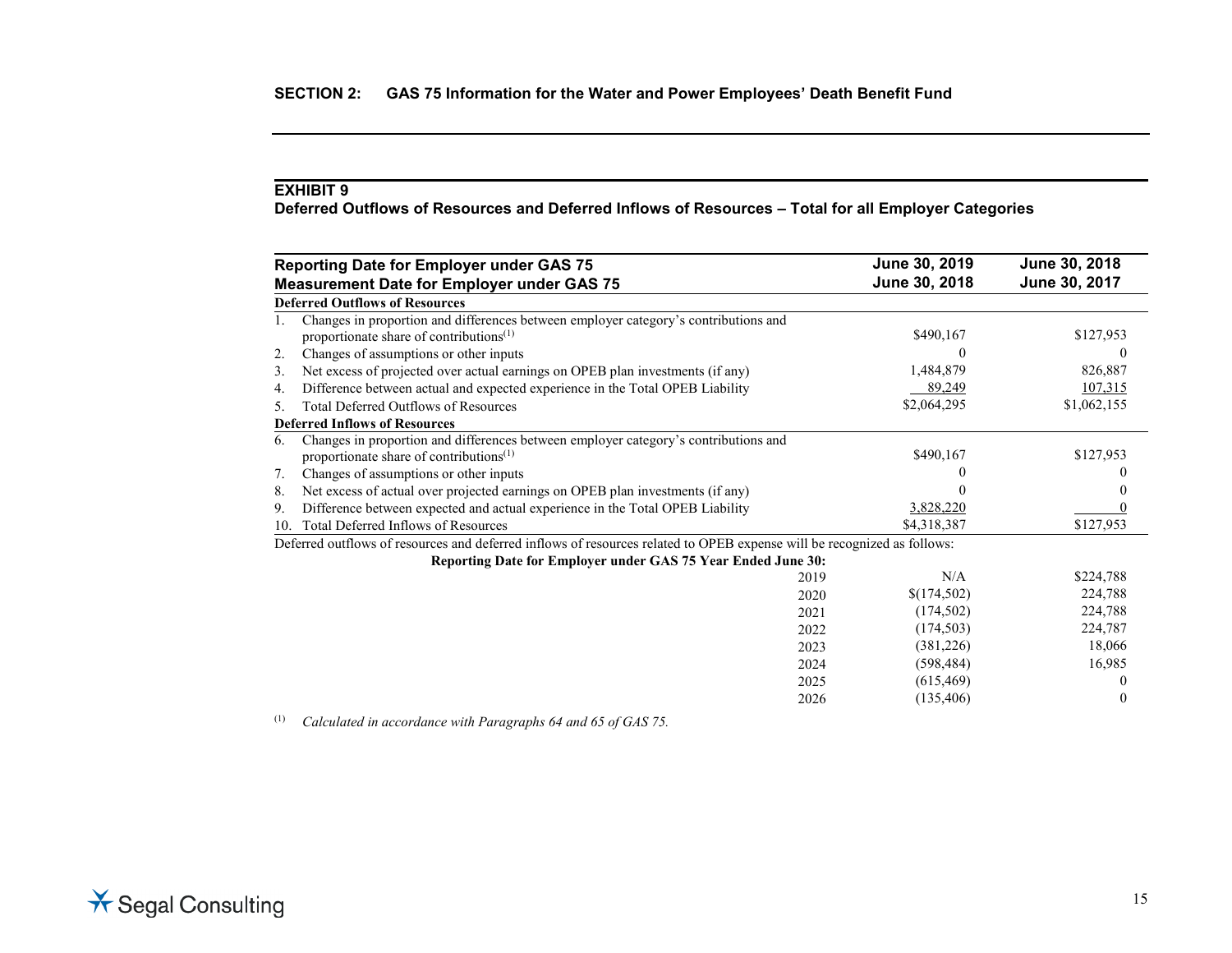## SECTION 2: GAS 75 Information for the Water and Power Employees' Death Benefit Fund

### EXHIBIT 9
**Deferred Outflows of Resources and Deferred Inflows of Resources – Total for all Employer Categories**

| Reporting Date for Employer under GAS 75<br>Measurement Date for Employer under GAS 75 | June 30, 2019<br>June 30, 2018 | June 30, 2018<br>June 30, 2017 |
|---|---|---|
| **Deferred Outflows of Resources** | | |
| 1. Changes in proportion and differences between employer category's contributions and proportionate share of contributions[(1)] | $490,167 | $127,953 |
| 2. Changes of assumptions or other inputs | 0 | 0 |
| 3. Net excess of projected over actual earnings on OPEB plan investments (if any) | 1,484,879 | 826,887 |
| 4. Difference between actual and expected experience in the Total OPEB Liability | 89,249 | 107,315 |
| 5. Total Deferred Outflows of Resources | $2,064,295 | $1,062,155 |
| **Deferred Inflows of Resources** | | |
| 6. Changes in proportion and differences between employer category's contributions and proportionate share of contributions[(1)] | $490,167 | $127,953 |
| 7. Changes of assumptions or other inputs | 0 | 0 |
| 8. Net excess of actual over projected earnings on OPEB plan investments (if any) | 0 | 0 |
| 9. Difference between expected and actual experience in the Total OPEB Liability | 3,828,220 | 0 |
| 10. Total Deferred Inflows of Resources | $4,318,387 | $127,953 |
| Deferred outflows of resources and deferred inflows of resources related to OPEB expense will be recognized as follows: | | |
| **Reporting Date for Employer under GAS 75 Year Ended June 30:** | | |
| 2019 | N/A | $224,788 |
| 2020 | $(174,502) | 224,788 |
| 2021 | (174,502) | 224,788 |
| 2022 | (174,503) | 224,787 |
| 2023 | (381,226) | 18,066 |
| 2024 | (598,484) | 16,985 |
| 2025 | (615,469) | 0 |
| 2026 | (135,406) | 0 |

(1) *Calculated in accordance with Paragraphs 64 and 65 of GAS 75.*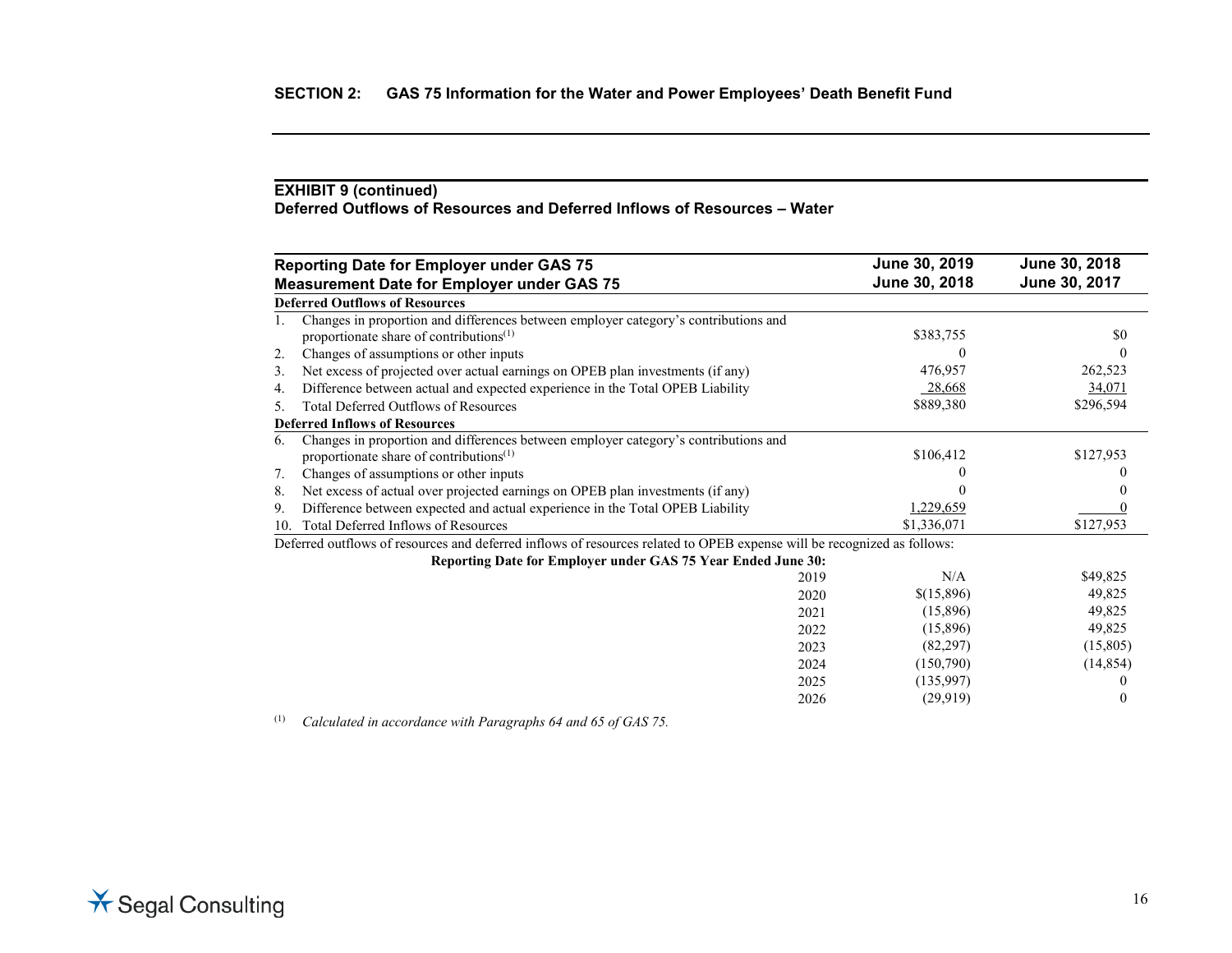## SECTION 2: GAS 75 Information for the Water and Power Employees' Death Benefit Fund

### EXHIBIT 9 (continued)
### Deferred Outflows of Resources and Deferred Inflows of Resources – Water

| Reporting Date for Employer under GAS 75<br>Measurement Date for Employer under GAS 75 | June 30, 2019<br>June 30, 2018 | June 30, 2018<br>June 30, 2017 |
|---|---|---|
| **Deferred Outflows of Resources** | | |
| 1. Changes in proportion and differences between employer category's contributions and proportionate share of contributions[1] | $383,755 | $0 |
| 2. Changes of assumptions or other inputs | 0 | 0 |
| 3. Net excess of projected over actual earnings on OPEB plan investments (if any) | 476,957 | 262,523 |
| 4. Difference between actual and expected experience in the Total OPEB Liability | 28,668 | 34,071 |
| 5. Total Deferred Outflows of Resources | $889,380 | $296,594 |
| **Deferred Inflows of Resources** | | |
| 6. Changes in proportion and differences between employer category's contributions and proportionate share of contributions[1] | $106,412 | $127,953 |
| 7. Changes of assumptions or other inputs | 0 | 0 |
| 8. Net excess of actual over projected earnings on OPEB plan investments (if any) | 0 | 0 |
| 9. Difference between expected and actual experience in the Total OPEB Liability | 1,229,659 | 0 |
| 10. Total Deferred Inflows of Resources | $1,336,071 | $127,953 |

Deferred outflows of resources and deferred inflows of resources related to OPEB expense will be recognized as follows:

| Reporting Date for Employer under GAS 75 Year Ended June 30: | | |
|---|---|---|
| 2019 | N/A | $49,825 |
| 2020 | $(15,896) | 49,825 |
| 2021 | (15,896) | 49,825 |
| 2022 | (15,896) | 49,825 |
| 2023 | (82,297) | (15,805) |
| 2024 | (150,790) | (14,854) |
| 2025 | (135,997) | 0 |
| 2026 | (29,919) | 0 |

[1] *Calculated in accordance with Paragraphs 64 and 65 of GAS 75.*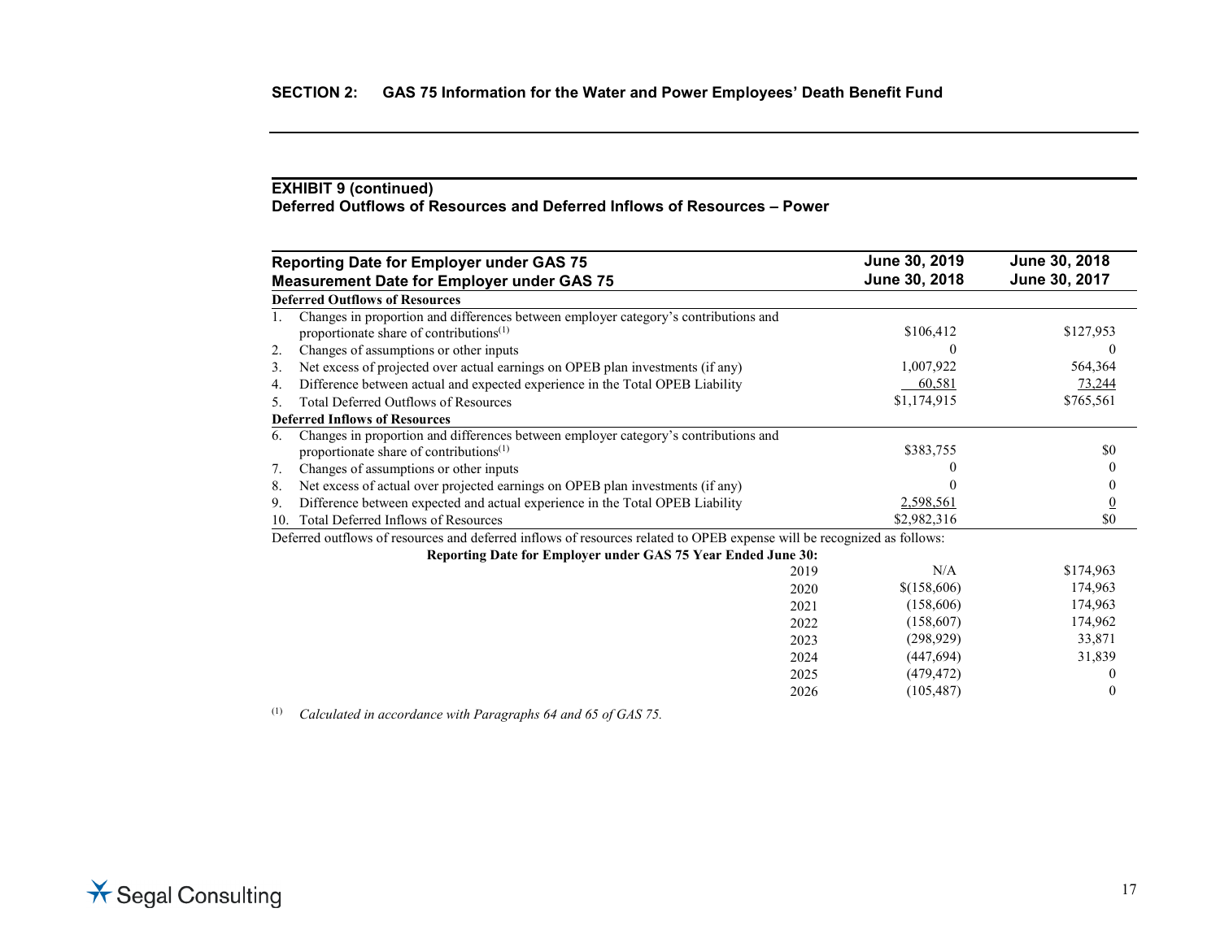## SECTION 2: GAS 75 Information for the Water and Power Employees' Death Benefit Fund

### EXHIBIT 9 (continued)
### Deferred Outflows of Resources and Deferred Inflows of Resources – Power

| Reporting Date for Employer under GAS 75 | June 30, 2019 | June 30, 2018 |
|---|---|---|
| **Measurement Date for Employer under GAS 75** | **June 30, 2018** | **June 30, 2017** |
| **Deferred Outflows of Resources** | | |
| 1. Changes in proportion and differences between employer category's contributions and proportionate share of contributions[1] | $106,412 | $127,953 |
| 2. Changes of assumptions or other inputs | 0 | 0 |
| 3. Net excess of projected over actual earnings on OPEB plan investments (if any) | 1,007,922 | 564,364 |
| 4. Difference between actual and expected experience in the Total OPEB Liability | 60,581 | 73,244 |
| 5. Total Deferred Outflows of Resources | $1,174,915 | $765,561 |
| **Deferred Inflows of Resources** | | |
| 6. Changes in proportion and differences between employer category's contributions and proportionate share of contributions[1] | $383,755 | $0 |
| 7. Changes of assumptions or other inputs | 0 | 0 |
| 8. Net excess of actual over projected earnings on OPEB plan investments (if any) | 0 | 0 |
| 9. Difference between expected and actual experience in the Total OPEB Liability | 2,598,561 | 0 |
| 10. Total Deferred Inflows of Resources | $2,982,316 | $0 |

Deferred outflows of resources and deferred inflows of resources related to OPEB expense will be recognized as follows:

| Reporting Date for Employer under GAS 75 Year Ended June 30: | | |
|---|---|---|
| 2019 | N/A | $174,963 |
| 2020 | $(158,606) | 174,963 |
| 2021 | (158,606) | 174,963 |
| 2022 | (158,607) | 174,962 |
| 2023 | (298,929) | 33,871 |
| 2024 | (447,694) | 31,839 |
| 2025 | (479,472) | 0 |
| 2026 | (105,487) | 0 |

[1] *Calculated in accordance with Paragraphs 64 and 65 of GAS 75.*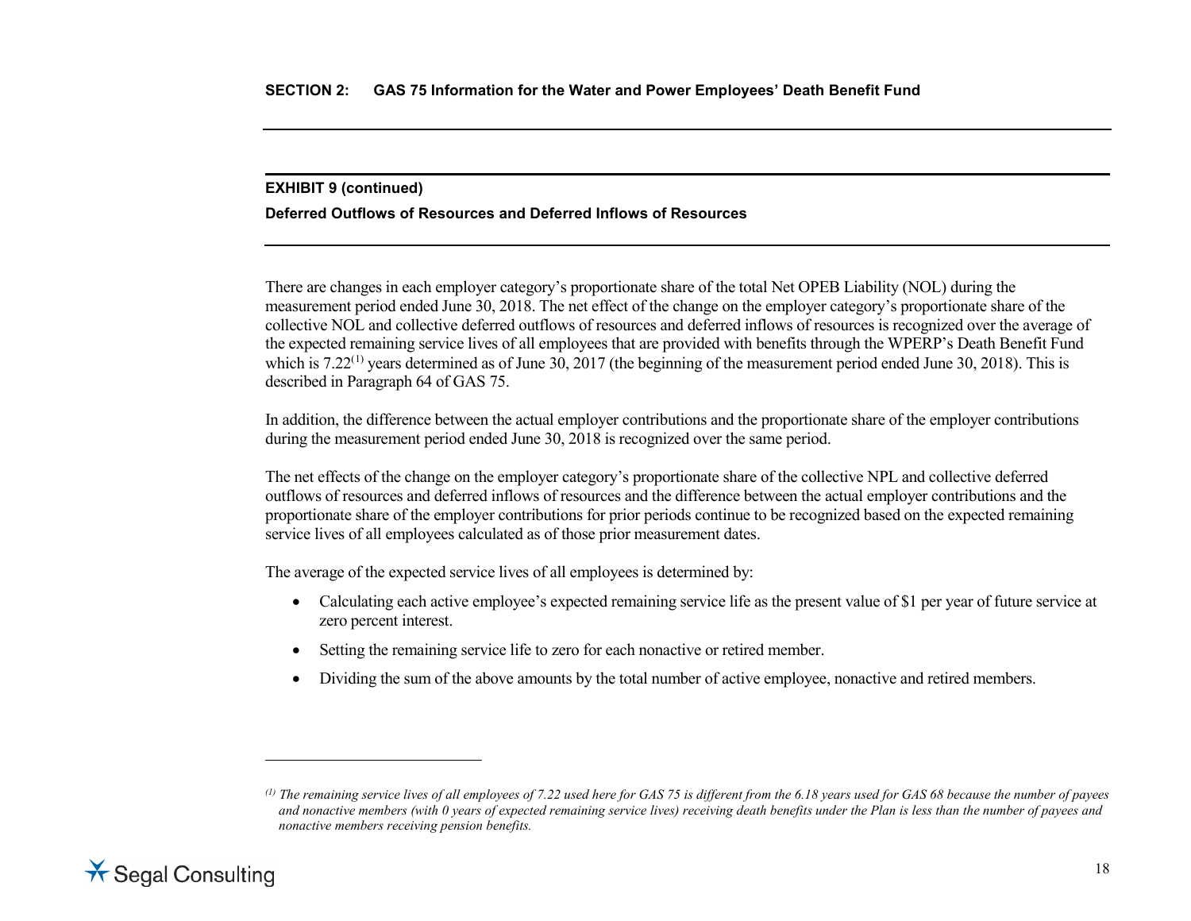## EXHIBIT 9 (continued)

**Deferred Outflows of Resources and Deferred Inflows of Resources**

There are changes in each employer category's proportionate share of the total Net OPEB Liability (NOL) during the measurement period ended June 30, 2018. The net effect of the change on the employer category's proportionate share of the collective NOL and collective deferred outflows of resources and deferred inflows of resources is recognized over the average of the expected remaining service lives of all employees that are provided with benefits through the WPERP's Death Benefit Fund which is 7.22[(1)] years determined as of June 30, 2017 (the beginning of the measurement period ended June 30, 2018). This is described in Paragraph 64 of GAS 75.

In addition, the difference between the actual employer contributions and the proportionate share of the employer contributions during the measurement period ended June 30, 2018 is recognized over the same period.

The net effects of the change on the employer category's proportionate share of the collective NPL and collective deferred outflows of resources and deferred inflows of resources and the difference between the actual employer contributions and the proportionate share of the employer contributions for prior periods continue to be recognized based on the expected remaining service lives of all employees calculated as of those prior measurement dates.

The average of the expected service lives of all employees is determined by:

- Calculating each active employee's expected remaining service life as the present value of $1 per year of future service at zero percent interest.
- Setting the remaining service life to zero for each nonactive or retired member.
- Dividing the sum of the above amounts by the total number of active employee, nonactive and retired members.

---

*[(1)] The remaining service lives of all employees of 7.22 used here for GAS 75 is different from the 6.18 years used for GAS 68 because the number of payees and nonactive members (with 0 years of expected remaining service lives) receiving death benefits under the Plan is less than the number of payees and nonactive members receiving pension benefits.*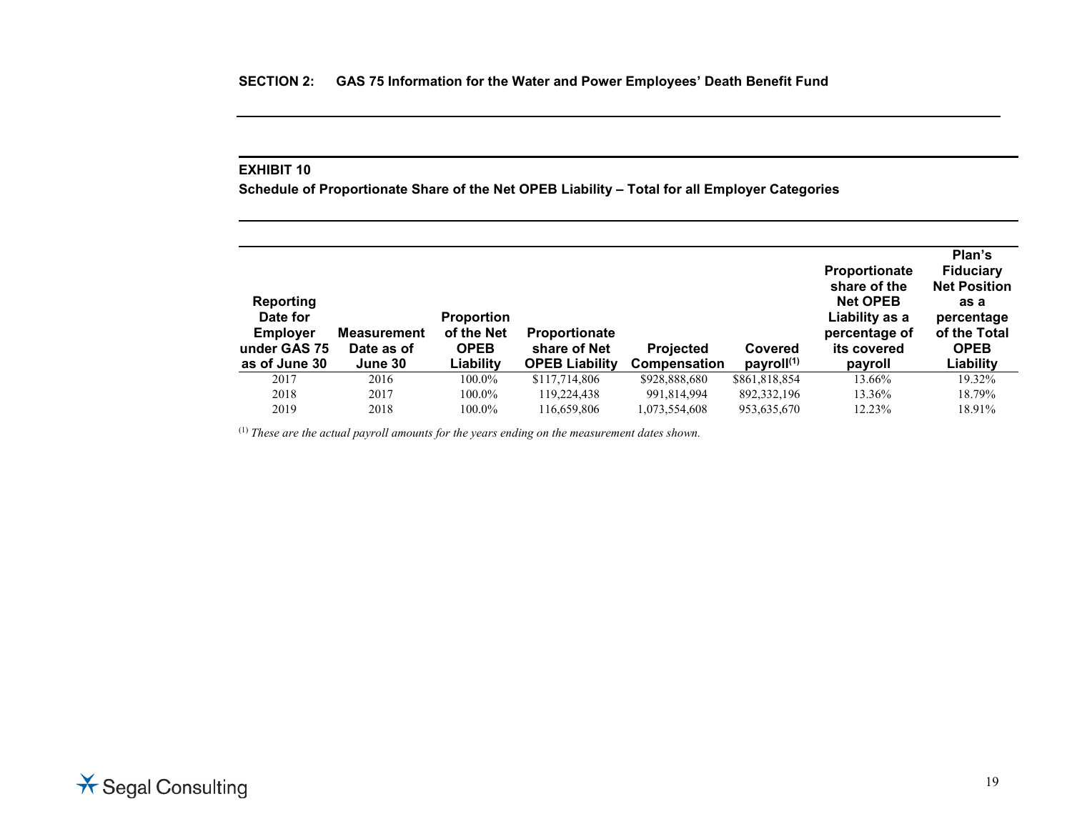## SECTION 2: GAS 75 Information for the Water and Power Employees' Death Benefit Fund

### EXHIBIT 10

**Schedule of Proportionate Share of the Net OPEB Liability – Total for all Employer Categories**

| Reporting Date for Employer under GAS 75 as of June 30 | Measurement Date as of June 30 | Proportion of the Net OPEB Liability | Proportionate share of Net OPEB Liability | Projected Compensation | Covered payroll[1] | Proportionate share of the Net OPEB Liability as a percentage of its covered payroll | Plan's Fiduciary Net Position as a percentage of the Total OPEB Liability |
|---|---|---|---|---|---|---|---|
| 2017 | 2016 | 100.0% | $117,714,806 | $928,888,680 | $861,818,854 | 13.66% | 19.32% |
| 2018 | 2017 | 100.0% | 119,224,438 | 991,814,994 | 892,332,196 | 13.36% | 18.79% |
| 2019 | 2018 | 100.0% | 116,659,806 | 1,073,554,608 | 953,635,670 | 12.23% | 18.91% |

[1] *These are the actual payroll amounts for the years ending on the measurement dates shown.*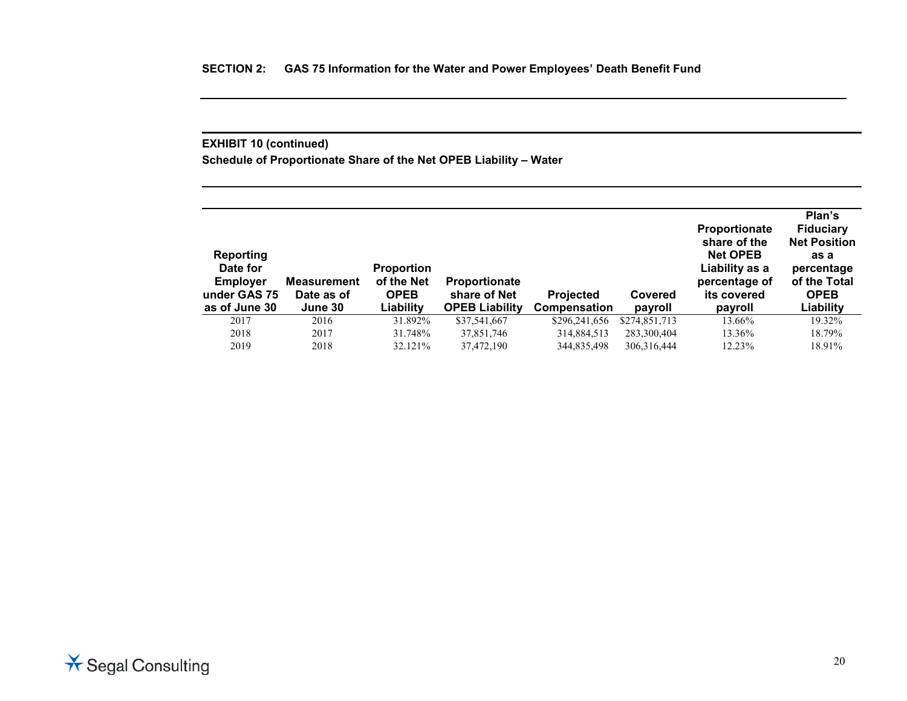**SECTION 2: GAS 75 Information for the Water and Power Employees' Death Benefit Fund**

**EXHIBIT 10 (continued)**

**Schedule of Proportionate Share of the Net OPEB Liability – Water**

| Reporting Date for Employer under GAS 75 as of June 30 | Measurement Date as of June 30 | Proportion of the Net OPEB Liability | Proportionate share of Net OPEB Liability | Projected Compensation | Covered payroll | Proportionate share of the Net OPEB Liability as a percentage of its covered payroll | Plan's Fiduciary Net Position as a percentage of the Total OPEB Liability |
|---|---|---|---|---|---|---|---|
| 2017 | 2016 | 31.892% | $37,541,667 | $296,241,656 | $274,851,713 | 13.66% | 19.32% |
| 2018 | 2017 | 31.748% | 37,851,746 | 314,884,513 | 283,300,404 | 13.36% | 18.79% |
| 2019 | 2018 | 32.121% | 37,472,190 | 344,835,498 | 306,316,444 | 12.23% | 18.91% |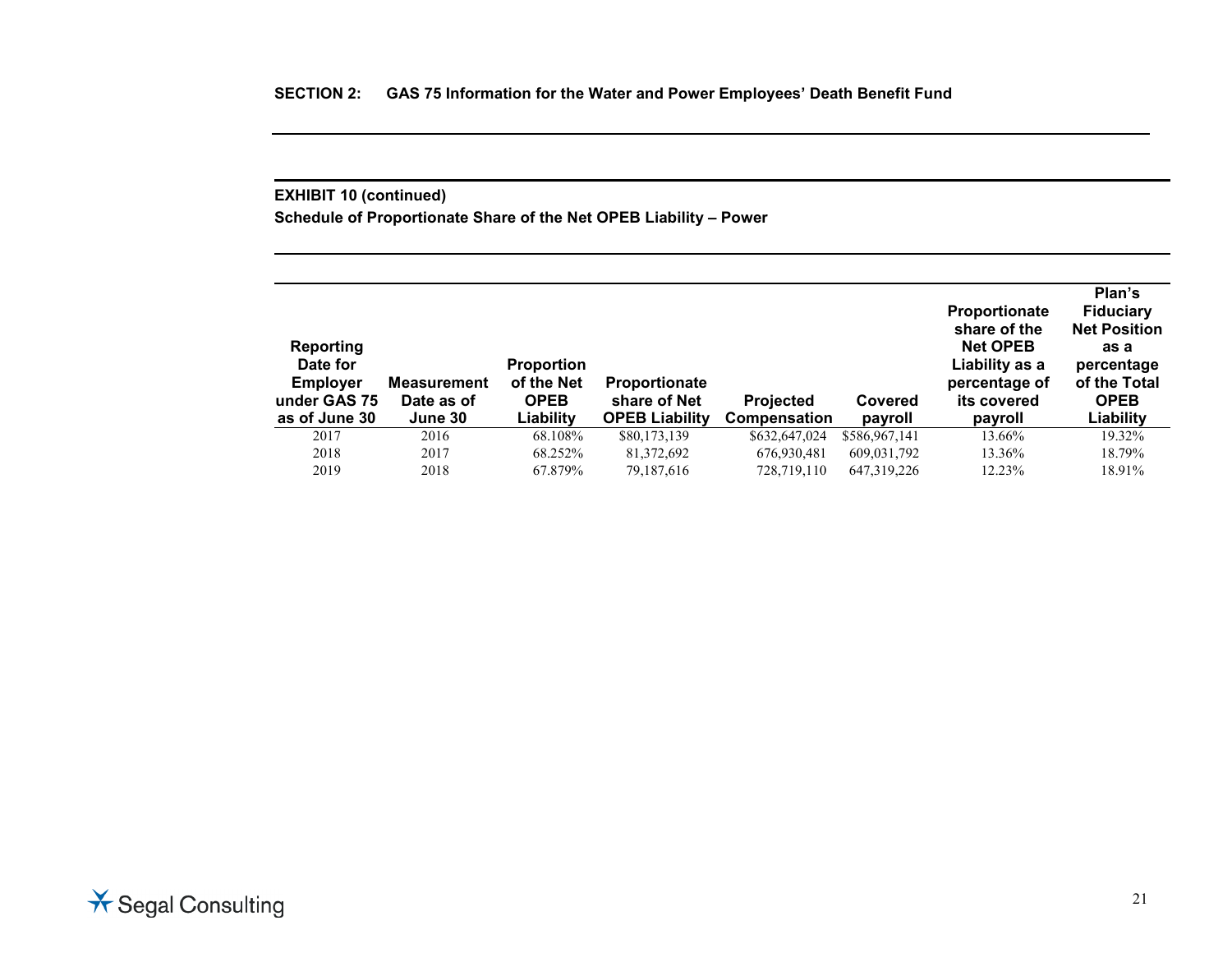**SECTION 2: GAS 75 Information for the Water and Power Employees' Death Benefit Fund**

**EXHIBIT 10 (continued)**

**Schedule of Proportionate Share of the Net OPEB Liability – Power**

| Reporting Date for Employer under GAS 75 as of June 30 | Measurement Date as of June 30 | Proportion of the Net OPEB Liability | Proportionate share of Net OPEB Liability | Projected Compensation | Covered payroll | Proportionate share of the Net OPEB Liability as a percentage of its covered payroll | Plan's Fiduciary Net Position as a percentage of the Total OPEB Liability |
|---|---|---|---|---|---|---|---|
| 2017 | 2016 | 68.108% | $80,173,139 | $632,647,024 | $586,967,141 | 13.66% | 19.32% |
| 2018 | 2017 | 68.252% | 81,372,692 | 676,930,481 | 609,031,792 | 13.36% | 18.79% |
| 2019 | 2018 | 67.879% | 79,187,616 | 728,719,110 | 647,319,226 | 12.23% | 18.91% |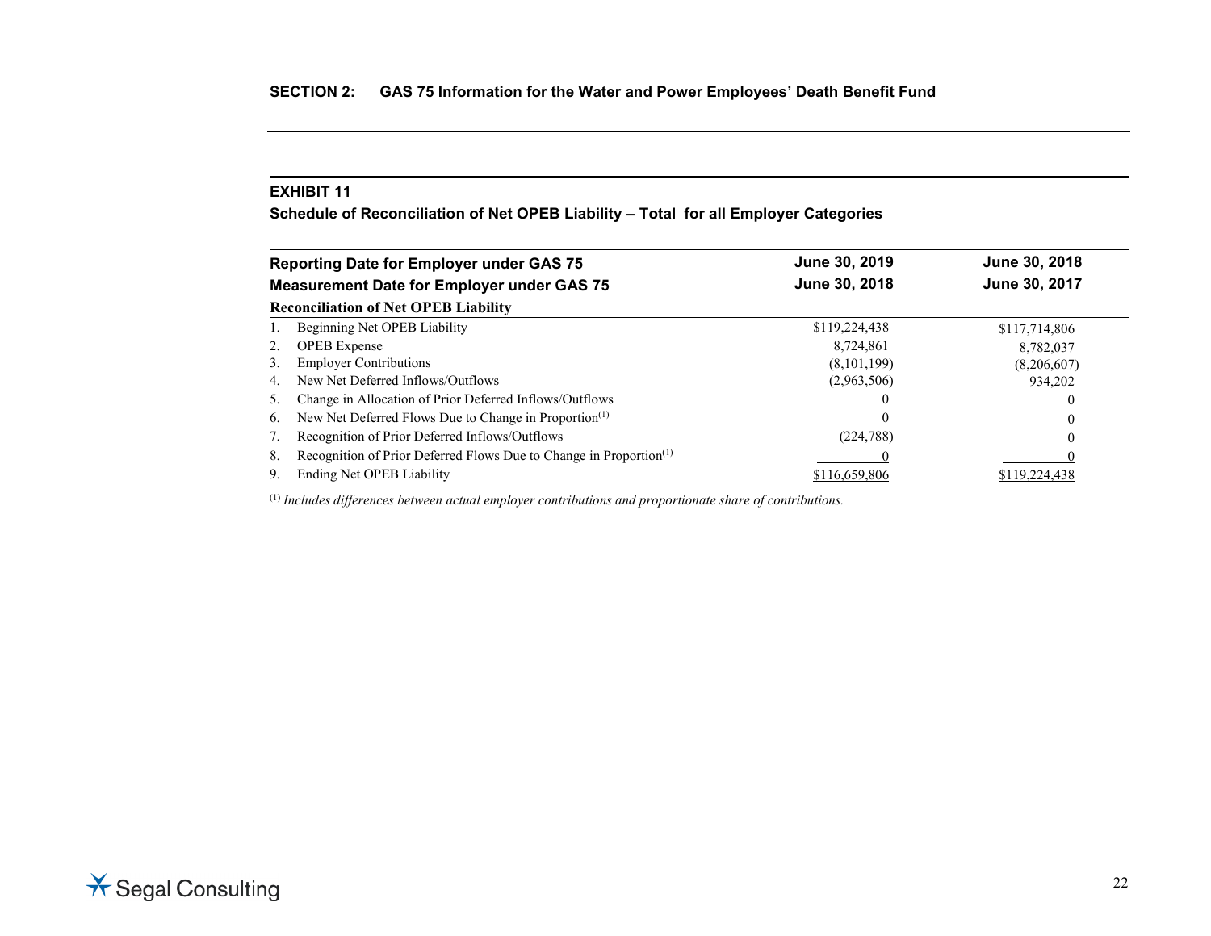**SECTION 2: GAS 75 Information for the Water and Power Employees' Death Benefit Fund**

## EXHIBIT 11

### Schedule of Reconciliation of Net OPEB Liability – Total for all Employer Categories

| Reporting Date for Employer under GAS 75 | June 30, 2019 | June 30, 2018 |
|---|---|---|
| **Measurement Date for Employer under GAS 75** | **June 30, 2018** | **June 30, 2017** |
| **Reconciliation of Net OPEB Liability** | | |
| 1. Beginning Net OPEB Liability | $119,224,438 | $117,714,806 |
| 2. OPEB Expense | 8,724,861 | 8,782,037 |
| 3. Employer Contributions | (8,101,199) | (8,206,607) |
| 4. New Net Deferred Inflows/Outflows | (2,963,506) | 934,202 |
| 5. Change in Allocation of Prior Deferred Inflows/Outflows | 0 | 0 |
| 6. New Net Deferred Flows Due to Change in Proportion[1] | 0 | 0 |
| 7. Recognition of Prior Deferred Inflows/Outflows | (224,788) | 0 |
| 8. Recognition of Prior Deferred Flows Due to Change in Proportion[1] | 0 | 0 |
| 9. Ending Net OPEB Liability | $116,659,806 | $119,224,438 |

[1] *Includes differences between actual employer contributions and proportionate share of contributions.*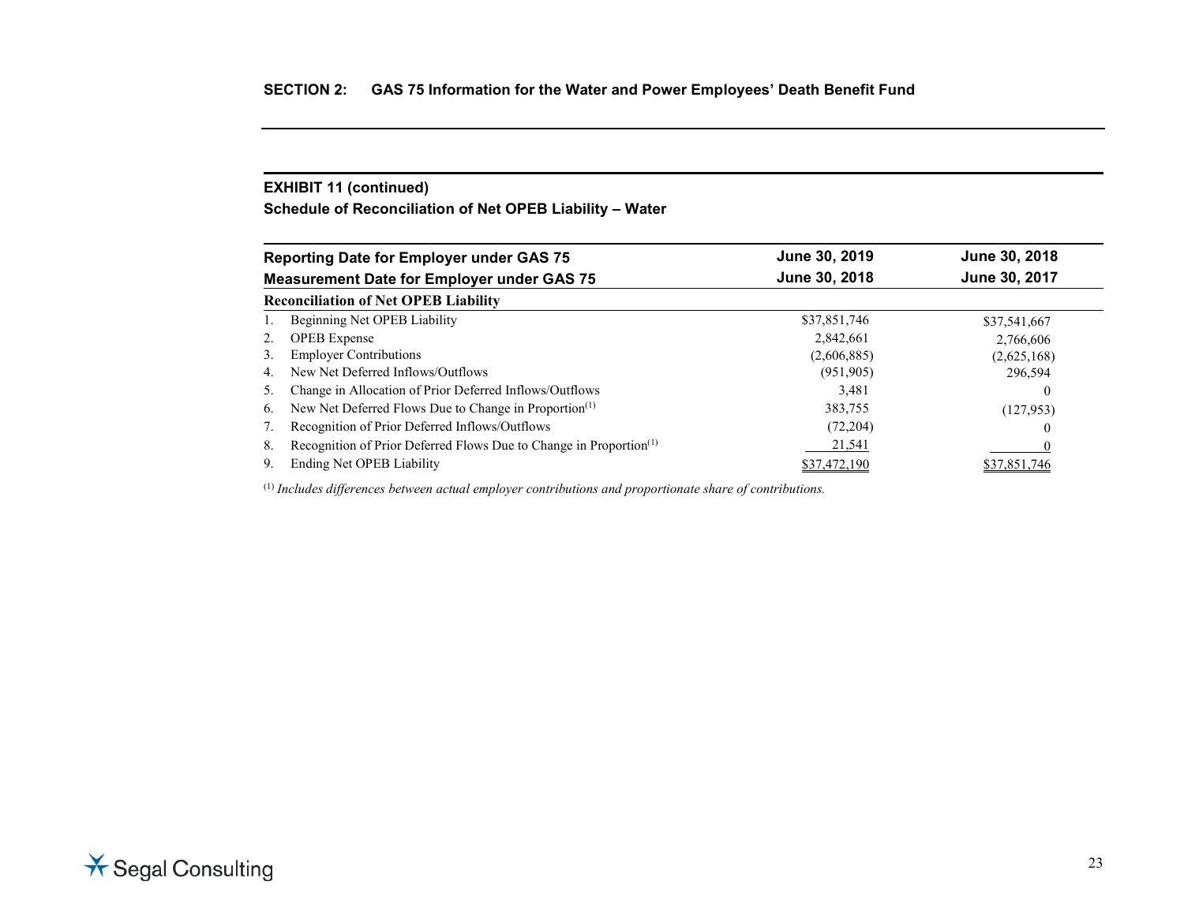**SECTION 2: GAS 75 Information for the Water and Power Employees' Death Benefit Fund**

**EXHIBIT 11 (continued)**

**Schedule of Reconciliation of Net OPEB Liability – Water**

| **Reporting Date for Employer under GAS 75** | **June 30, 2019** | **June 30, 2018** |
|---|---|---|
| **Measurement Date for Employer under GAS 75** | **June 30, 2018** | **June 30, 2017** |
| **Reconciliation of Net OPEB Liability** | | |
| 1. Beginning Net OPEB Liability | $37,851,746 | $37,541,667 |
| 2. OPEB Expense | 2,842,661 | 2,766,606 |
| 3. Employer Contributions | (2,606,885) | (2,625,168) |
| 4. New Net Deferred Inflows/Outflows | (951,905) | 296,594 |
| 5. Change in Allocation of Prior Deferred Inflows/Outflows | 3,481 | 0 |
| 6. New Net Deferred Flows Due to Change in Proportion[1] | 383,755 | (127,953) |
| 7. Recognition of Prior Deferred Inflows/Outflows | (72,204) | 0 |
| 8. Recognition of Prior Deferred Flows Due to Change in Proportion[1] | 21,541 | 0 |
| 9. Ending Net OPEB Liability | $37,472,190 | $37,851,746 |

[1] *Includes differences between actual employer contributions and proportionate share of contributions.*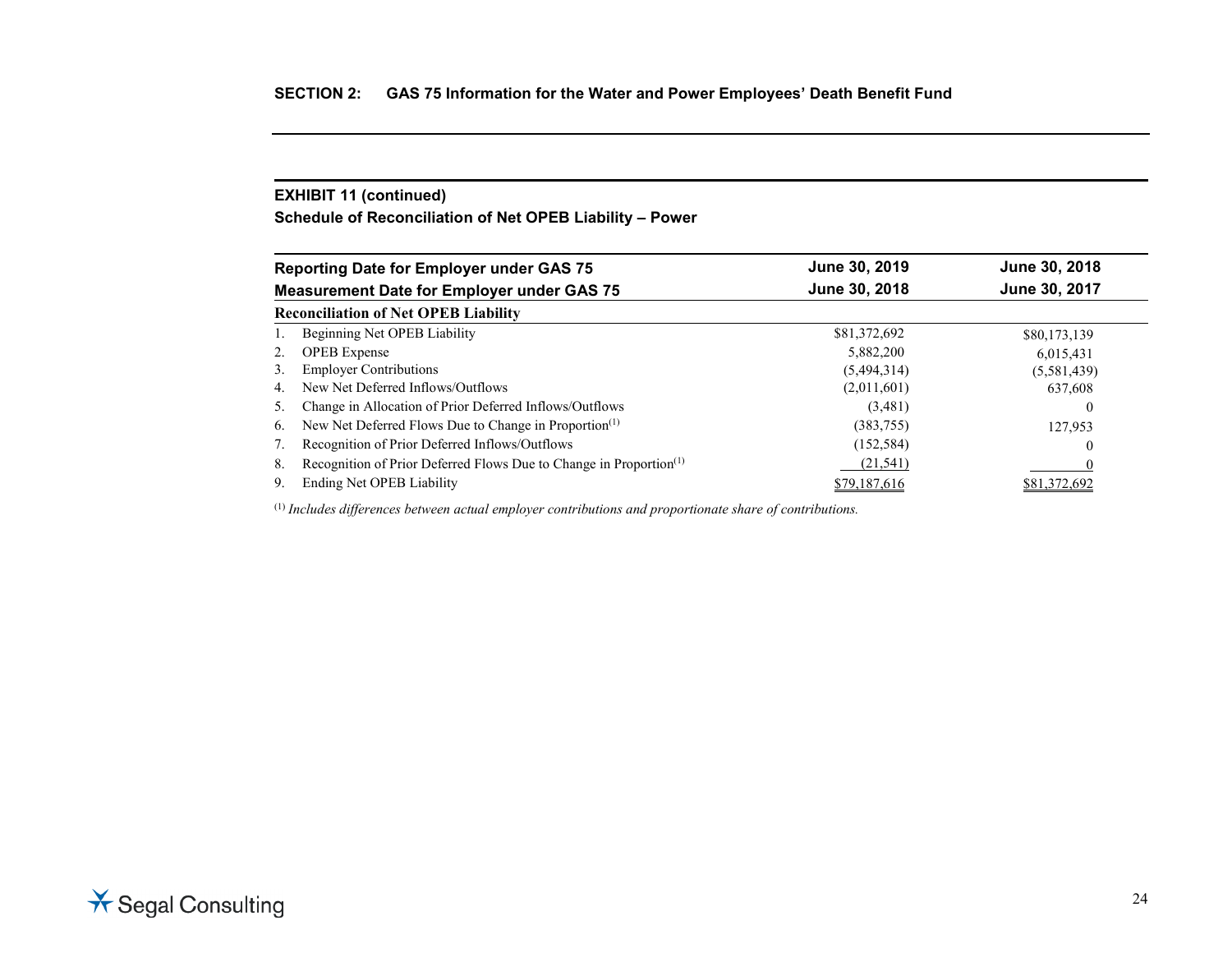## SECTION 2: GAS 75 Information for the Water and Power Employees' Death Benefit Fund

### EXHIBIT 11 (continued)

### Schedule of Reconciliation of Net OPEB Liability – Power

| Reporting Date for Employer under GAS 75 | June 30, 2019 | June 30, 2018 |
|---|---|---|
| **Measurement Date for Employer under GAS 75** | **June 30, 2018** | **June 30, 2017** |
| **Reconciliation of Net OPEB Liability** | | |
| 1. Beginning Net OPEB Liability | $81,372,692 | $80,173,139 |
| 2. OPEB Expense | 5,882,200 | 6,015,431 |
| 3. Employer Contributions | (5,494,314) | (5,581,439) |
| 4. New Net Deferred Inflows/Outflows | (2,011,601) | 637,608 |
| 5. Change in Allocation of Prior Deferred Inflows/Outflows | (3,481) | 0 |
| 6. New Net Deferred Flows Due to Change in Proportion[1] | (383,755) | 127,953 |
| 7. Recognition of Prior Deferred Inflows/Outflows | (152,584) | 0 |
| 8. Recognition of Prior Deferred Flows Due to Change in Proportion[1] | (21,541) | 0 |
| 9. Ending Net OPEB Liability | $79,187,616 | $81,372,692 |

[1] *Includes differences between actual employer contributions and proportionate share of contributions.*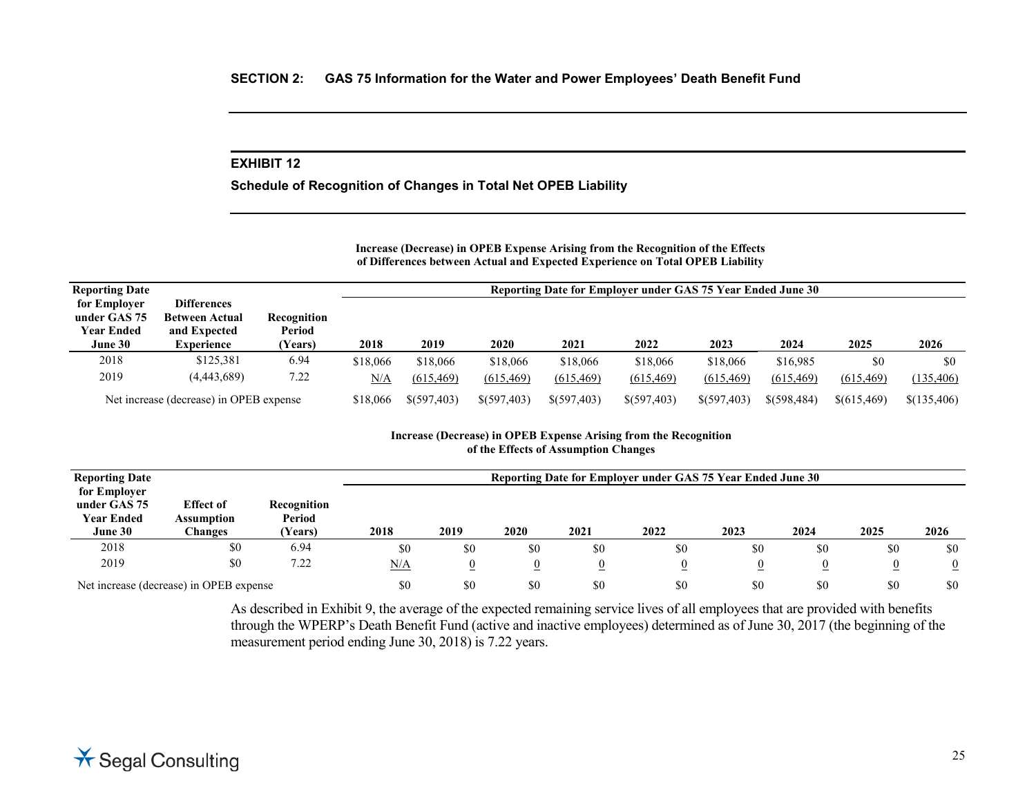## SECTION 2: GAS 75 Information for the Water and Power Employees' Death Benefit Fund

### EXHIBIT 12

**Schedule of Recognition of Changes in Total Net OPEB Liability**

**Increase (Decrease) in OPEB Expense Arising from the Recognition of the Effects of Differences between Actual and Expected Experience on Total OPEB Liability**

| Reporting Date for Employer under GAS 75 Year Ended June 30 | Differences Between Actual and Expected Experience | Recognition Period (Years) | Reporting Date for Employer under GAS 75 Year Ended June 30 | | | | | | | | |
|---|---|---|---|---|---|---|---|---|---|---|---|
| | | | 2018 | 2019 | 2020 | 2021 | 2022 | 2023 | 2024 | 2025 | 2026 |
| 2018 | $125,381 | 6.94 | $18,066 | $18,066 | $18,066 | $18,066 | $18,066 | $18,066 | $16,985 | $0 | $0 |
| 2019 | (4,443,689) | 7.22 | N/A | (615,469) | (615,469) | (615,469) | (615,469) | (615,469) | (615,469) | (615,469) | (135,406) |
| Net increase (decrease) in OPEB expense | | | $18,066 | $(597,403) | $(597,403) | $(597,403) | $(597,403) | $(597,403) | $(598,484) | $(615,469) | $(135,406) |

**Increase (Decrease) in OPEB Expense Arising from the Recognition of the Effects of Assumption Changes**

| Reporting Date for Employer under GAS 75 Year Ended June 30 | Effect of Assumption Changes | Recognition Period (Years) | Reporting Date for Employer under GAS 75 Year Ended June 30 | | | | | | | | |
|---|---|---|---|---|---|---|---|---|---|---|---|
| | | | 2018 | 2019 | 2020 | 2021 | 2022 | 2023 | 2024 | 2025 | 2026 |
| 2018 | $0 | 6.94 | $0 | $0 | $0 | $0 | $0 | $0 | $0 | $0 | $0 |
| 2019 | $0 | 7.22 | N/A | 0 | 0 | 0 | 0 | 0 | 0 | 0 | 0 |
| Net increase (decrease) in OPEB expense | | | $0 | $0 | $0 | $0 | $0 | $0 | $0 | $0 | $0 |

As described in Exhibit 9, the average of the expected remaining service lives of all employees that are provided with benefits through the WPERP's Death Benefit Fund (active and inactive employees) determined as of June 30, 2017 (the beginning of the measurement period ending June 30, 2018) is 7.22 years.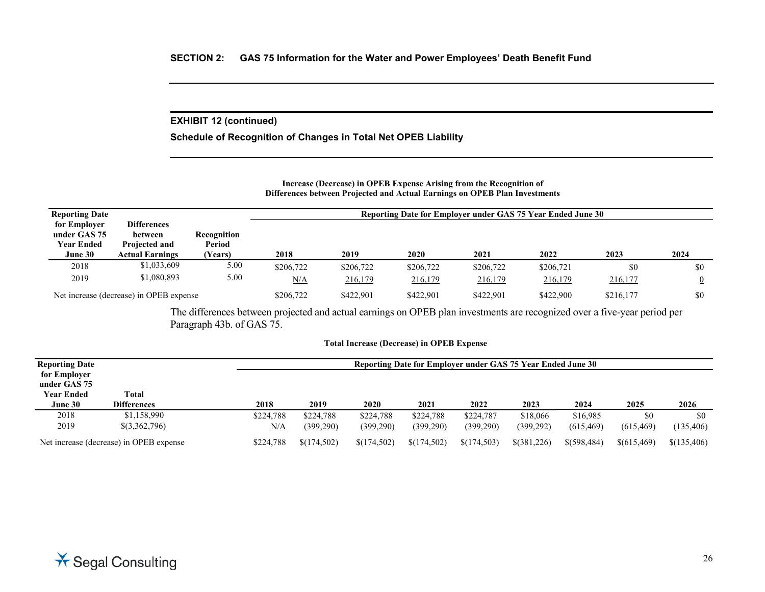## SECTION 2: GAS 75 Information for the Water and Power Employees' Death Benefit Fund

### EXHIBIT 12 (continued)

### Schedule of Recognition of Changes in Total Net OPEB Liability

**Increase (Decrease) in OPEB Expense Arising from the Recognition of Differences between Projected and Actual Earnings on OPEB Plan Investments**

| Reporting Date for Employer under GAS 75 Year Ended June 30 | Differences between Projected and Actual Earnings | Recognition Period (Years) | 2018 | 2019 | 2020 | 2021 | 2022 | 2023 | 2024 |
|---|---|---|---|---|---|---|---|---|---|
| | | | Reporting Date for Employer under GAS 75 Year Ended June 30 | | | | | | |
| 2018 | $1,033,609 | 5.00 | $206,722 | $206,722 | $206,722 | $206,722 | $206,721 | $0 | $0 |
| 2019 | $1,080,893 | 5.00 | N/A | 216,179 | 216,179 | 216,179 | 216,179 | 216,177 | 0 |
| Net increase (decrease) in OPEB expense | | | $206,722 | $422,901 | $422,901 | $422,901 | $422,900 | $216,177 | $0 |

The differences between projected and actual earnings on OPEB plan investments are recognized over a five-year period per Paragraph 43b. of GAS 75.

**Total Increase (Decrease) in OPEB Expense**

| Reporting Date for Employer under GAS 75 Year Ended June 30 | Total Differences | 2018 | 2019 | 2020 | 2021 | 2022 | 2023 | 2024 | 2025 | 2026 |
|---|---|---|---|---|---|---|---|---|---|---|
| | | Reporting Date for Employer under GAS 75 Year Ended June 30 | | | | | | | | |
| 2018 | $1,158,990 | $224,788 | $224,788 | $224,788 | $224,788 | $224,787 | $18,066 | $16,985 | $0 | $0 |
| 2019 | $(3,362,796) | N/A | (399,290) | (399,290) | (399,290) | (399,290) | (399,292) | (615,469) | (615,469) | (135,406) |
| Net increase (decrease) in OPEB expense | | $224,788 | $(174,502) | $(174,502) | $(174,502) | $(174,503) | $(381,226) | $(598,484) | $(615,469) | $(135,406) |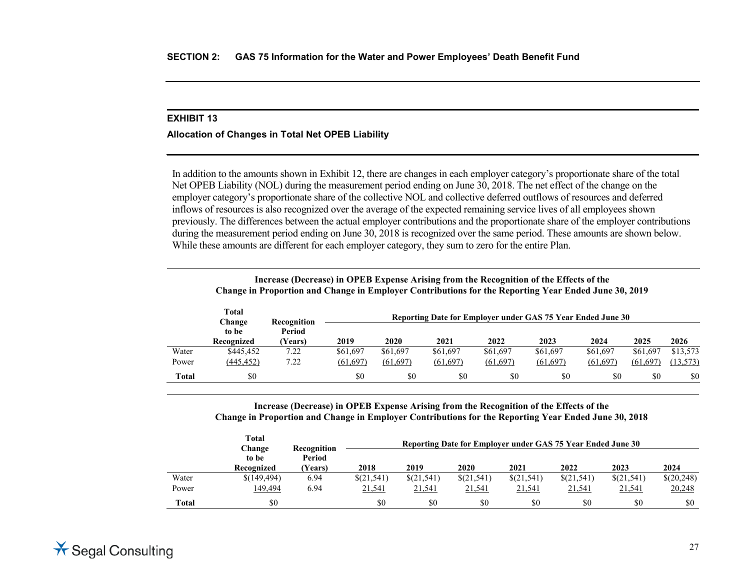## SECTION 2: GAS 75 Information for the Water and Power Employees' Death Benefit Fund

### EXHIBIT 13

**Allocation of Changes in Total Net OPEB Liability**

In addition to the amounts shown in Exhibit 12, there are changes in each employer category's proportionate share of the total Net OPEB Liability (NOL) during the measurement period ending on June 30, 2018. The net effect of the change on the employer category's proportionate share of the collective NOL and collective deferred outflows of resources and deferred inflows of resources is also recognized over the average of the expected remaining service lives of all employees shown previously. The differences between the actual employer contributions and the proportionate share of the employer contributions during the measurement period ending on June 30, 2018 is recognized over the same period. These amounts are shown below. While these amounts are different for each employer category, they sum to zero for the entire Plan.

**Increase (Decrease) in OPEB Expense Arising from the Recognition of the Effects of the Change in Proportion and Change in Employer Contributions for the Reporting Year Ended June 30, 2019**

| | Total Change to be Recognized | Recognition Period (Years) | Reporting Date for Employer under GAS 75 Year Ended June 30 | | | | | | | |
|---|---|---|---|---|---|---|---|---|---|---|
| | | | 2019 | 2020 | 2021 | 2022 | 2023 | 2024 | 2025 | 2026 |
| Water | $445,452 | 7.22 | $61,697 | $61,697 | $61,697 | $61,697 | $61,697 | $61,697 | $61,697 | $13,573 |
| Power | (445,452) | 7.22 | (61,697) | (61,697) | (61,697) | (61,697) | (61,697) | (61,697) | (61,697) | (13,573) |
| **Total** | $0 | | $0 | $0 | $0 | $0 | $0 | $0 | $0 | $0 |

**Increase (Decrease) in OPEB Expense Arising from the Recognition of the Effects of the Change in Proportion and Change in Employer Contributions for the Reporting Year Ended June 30, 2018**

| | Total Change to be Recognized | Recognition Period (Years) | Reporting Date for Employer under GAS 75 Year Ended June 30 | | | | | | |
|---|---|---|---|---|---|---|---|---|---|
| | | | 2018 | 2019 | 2020 | 2021 | 2022 | 2023 | 2024 |
| Water | $(149,494) | 6.94 | $(21,541) | $(21,541) | $(21,541) | $(21,541) | $(21,541) | $(21,541) | $(20,248) |
| Power | 149,494 | 6.94 | 21,541 | 21,541 | 21,541 | 21,541 | 21,541 | 21,541 | 20,248 |
| **Total** | $0 | | $0 | $0 | $0 | $0 | $0 | $0 | $0 |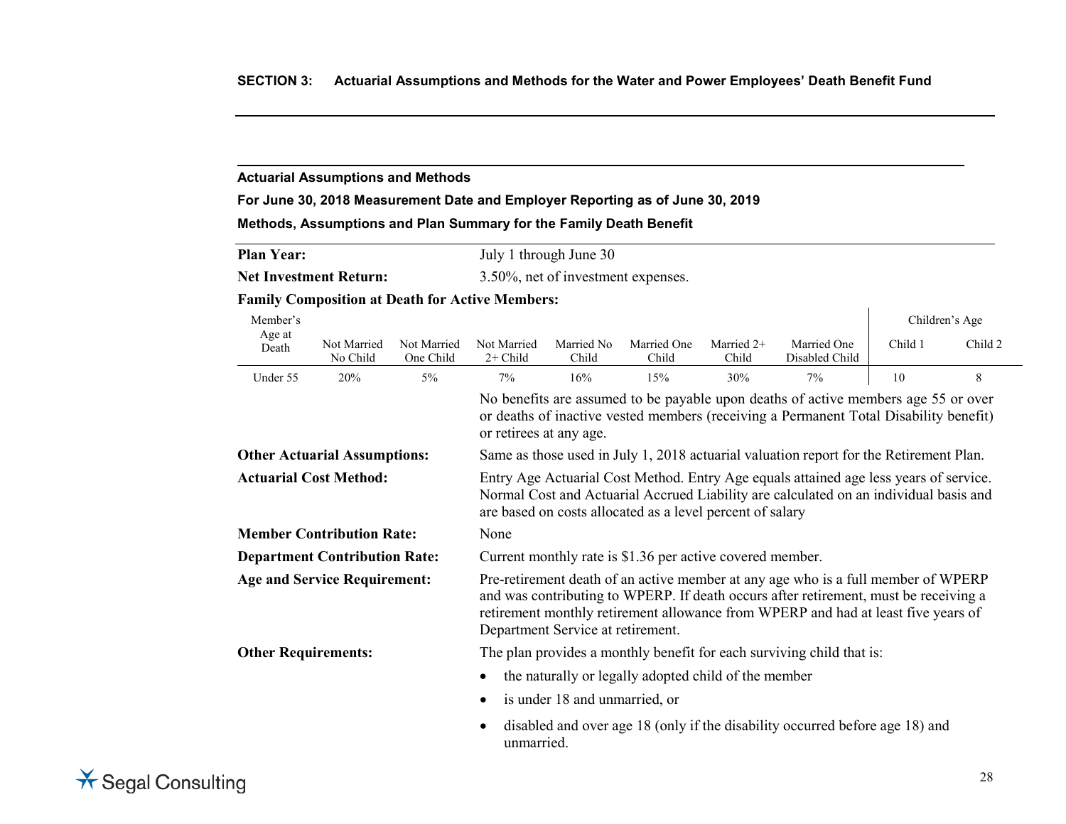## SECTION 3: Actuarial Assumptions and Methods for the Water and Power Employees' Death Benefit Fund

### Actuarial Assumptions and Methods

**For June 30, 2018 Measurement Date and Employer Reporting as of June 30, 2019**

**Methods, Assumptions and Plan Summary for the Family Death Benefit**

**Plan Year:** July 1 through June 30

**Net Investment Return:** 3.50%, net of investment expenses.

**Family Composition at Death for Active Members:**

| Member's Age at Death | Not Married No Child | Not Married One Child | Not Married 2+ Child | Married No Child | Married One Child | Married 2+ Child | Married One Disabled Child | Children's Age | |
|---|---|---|---|---|---|---|---|---|---|
| | | | | | | | | Child 1 | Child 2 |
| Under 55 | 20% | 5% | 7% | 16% | 15% | 30% | 7% | 10 | 8 |

No benefits are assumed to be payable upon deaths of active members age 55 or over or deaths of inactive vested members (receiving a Permanent Total Disability benefit) or retirees at any age.

**Other Actuarial Assumptions:** Same as those used in July 1, 2018 actuarial valuation report for the Retirement Plan.

**Actuarial Cost Method:** Entry Age Actuarial Cost Method. Entry Age equals attained age less years of service. Normal Cost and Actuarial Accrued Liability are calculated on an individual basis and are based on costs allocated as a level percent of salary

**Member Contribution Rate:** None

**Department Contribution Rate:** Current monthly rate is $1.36 per active covered member.

**Age and Service Requirement:** Pre-retirement death of an active member at any age who is a full member of WPERP and was contributing to WPERP. If death occurs after retirement, must be receiving a retirement monthly retirement allowance from WPERP and had at least five years of Department Service at retirement.

**Other Requirements:** The plan provides a monthly benefit for each surviving child that is:

- the naturally or legally adopted child of the member
- is under 18 and unmarried, or
- disabled and over age 18 (only if the disability occurred before age 18) and unmarried.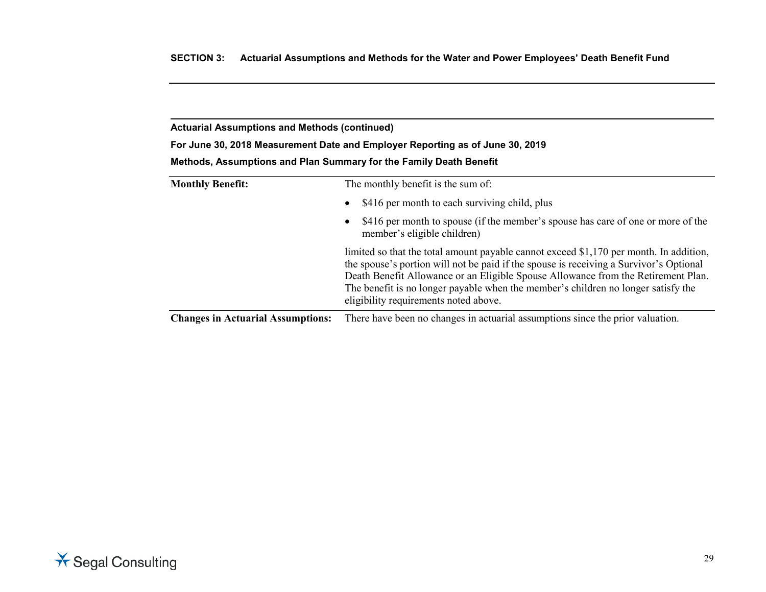**Actuarial Assumptions and Methods (continued)**

**For June 30, 2018 Measurement Date and Employer Reporting as of June 30, 2019**

**Methods, Assumptions and Plan Summary for the Family Death Benefit**

| | |
|---|---|
| **Monthly Benefit:** | The monthly benefit is the sum of:<br>• $416 per month to each surviving child, plus<br>• $416 per month to spouse (if the member's spouse has care of one or more of the member's eligible children)<br><br>limited so that the total amount payable cannot exceed $1,170 per month. In addition, the spouse's portion will not be paid if the spouse is receiving a Survivor's Optional Death Benefit Allowance or an Eligible Spouse Allowance from the Retirement Plan. The benefit is no longer payable when the member's children no longer satisfy the eligibility requirements noted above. |
| **Changes in Actuarial Assumptions:** | There have been no changes in actuarial assumptions since the prior valuation. |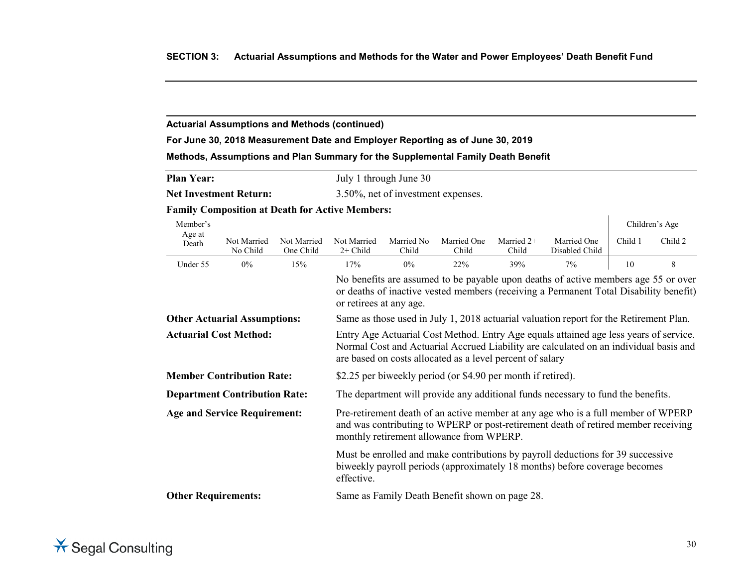## SECTION 3: Actuarial Assumptions and Methods for the Water and Power Employees' Death Benefit Fund

### Actuarial Assumptions and Methods (continued)

**For June 30, 2018 Measurement Date and Employer Reporting as of June 30, 2019**

**Methods, Assumptions and Plan Summary for the Supplemental Family Death Benefit**

**Plan Year:** July 1 through June 30

**Net Investment Return:** 3.50%, net of investment expenses.

**Family Composition at Death for Active Members:**

| Member's Age at Death | Not Married No Child | Not Married One Child | Not Married 2+ Child | Married No Child | Married One Child | Married 2+ Child | Married One Disabled Child | Children's Age | |
|---|---|---|---|---|---|---|---|---|---|
| | | | | | | | | Child 1 | Child 2 |
| Under 55 | 0% | 15% | 17% | 0% | 22% | 39% | 7% | 10 | 8 |

No benefits are assumed to be payable upon deaths of active members age 55 or over or deaths of inactive vested members (receiving a Permanent Total Disability benefit) or retirees at any age.

**Other Actuarial Assumptions:** Same as those used in July 1, 2018 actuarial valuation report for the Retirement Plan.

**Actuarial Cost Method:** Entry Age Actuarial Cost Method. Entry Age equals attained age less years of service. Normal Cost and Actuarial Accrued Liability are calculated on an individual basis and are based on costs allocated as a level percent of salary

**Member Contribution Rate:** $2.25 per biweekly period (or $4.90 per month if retired).

**Department Contribution Rate:** The department will provide any additional funds necessary to fund the benefits.

**Age and Service Requirement:** Pre-retirement death of an active member at any age who is a full member of WPERP and was contributing to WPERP or post-retirement death of retired member receiving monthly retirement allowance from WPERP.

Must be enrolled and make contributions by payroll deductions for 39 successive biweekly payroll periods (approximately 18 months) before coverage becomes effective.

**Other Requirements:** Same as Family Death Benefit shown on page 28.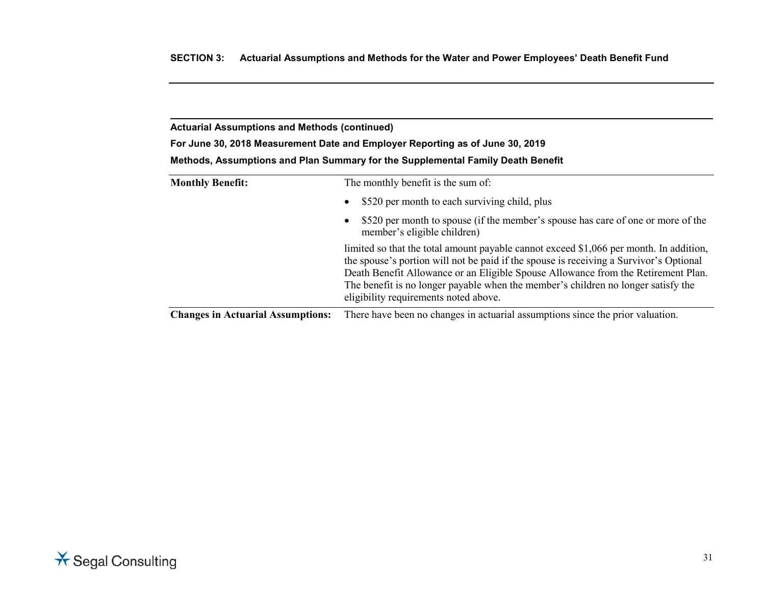**Actuarial Assumptions and Methods (continued)**

**For June 30, 2018 Measurement Date and Employer Reporting as of June 30, 2019**

**Methods, Assumptions and Plan Summary for the Supplemental Family Death Benefit**

**Monthly Benefit:** The monthly benefit is the sum of:

- $520 per month to each surviving child, plus
- $520 per month to spouse (if the member's spouse has care of one or more of the member's eligible children)

limited so that the total amount payable cannot exceed $1,066 per month. In addition, the spouse's portion will not be paid if the spouse is receiving a Survivor's Optional Death Benefit Allowance or an Eligible Spouse Allowance from the Retirement Plan. The benefit is no longer payable when the member's children no longer satisfy the eligibility requirements noted above.

**Changes in Actuarial Assumptions:** There have been no changes in actuarial assumptions since the prior valuation.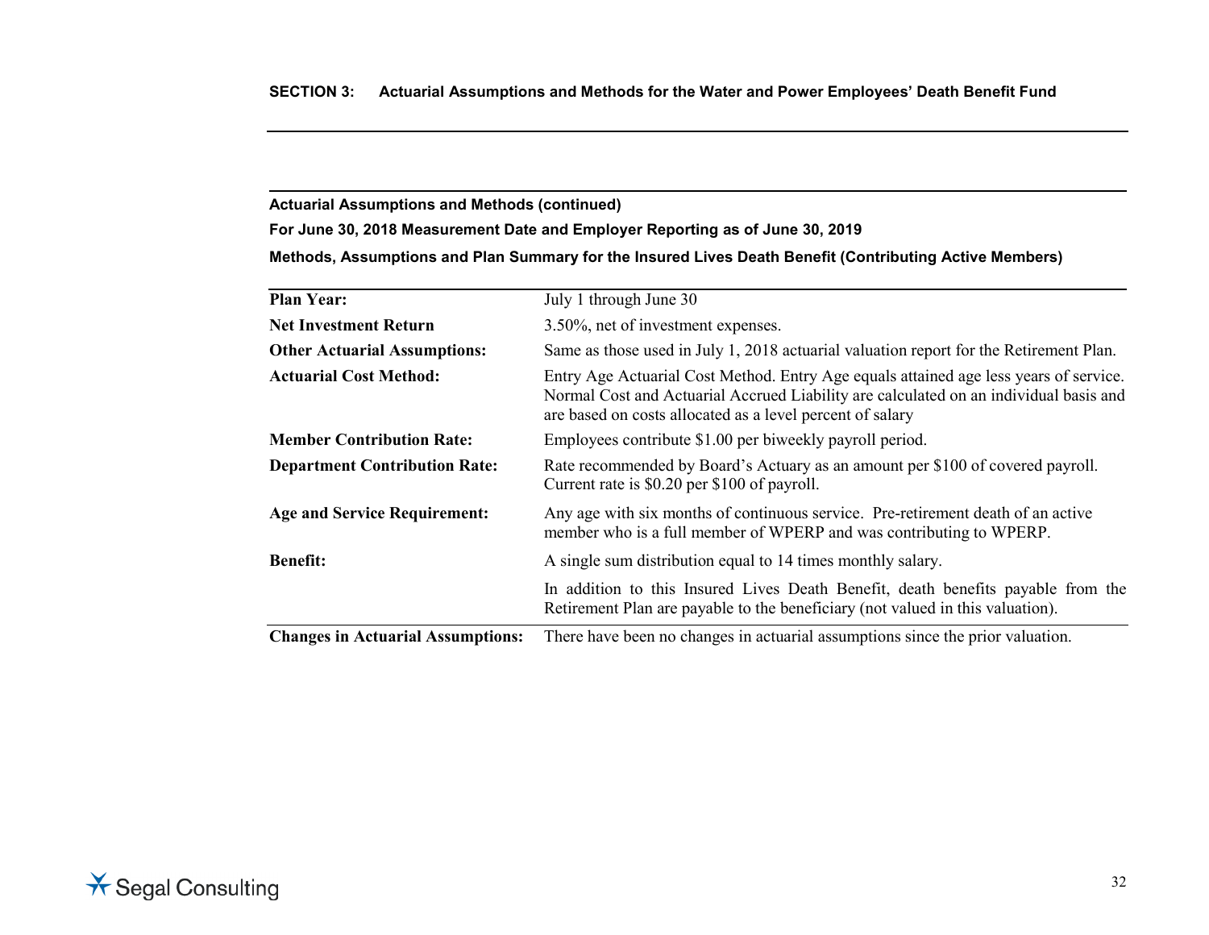## SECTION 3: Actuarial Assumptions and Methods for the Water and Power Employees' Death Benefit Fund

**Actuarial Assumptions and Methods (continued)**

**For June 30, 2018 Measurement Date and Employer Reporting as of June 30, 2019**

**Methods, Assumptions and Plan Summary for the Insured Lives Death Benefit (Contributing Active Members)**

| | |
|---|---|
| **Plan Year:** | July 1 through June 30 |
| **Net Investment Return** | 3.50%, net of investment expenses. |
| **Other Actuarial Assumptions:** | Same as those used in July 1, 2018 actuarial valuation report for the Retirement Plan. |
| **Actuarial Cost Method:** | Entry Age Actuarial Cost Method. Entry Age equals attained age less years of service. Normal Cost and Actuarial Accrued Liability are calculated on an individual basis and are based on costs allocated as a level percent of salary |
| **Member Contribution Rate:** | Employees contribute $1.00 per biweekly payroll period. |
| **Department Contribution Rate:** | Rate recommended by Board's Actuary as an amount per $100 of covered payroll. Current rate is $0.20 per $100 of payroll. |
| **Age and Service Requirement:** | Any age with six months of continuous service. Pre-retirement death of an active member who is a full member of WPERP and was contributing to WPERP. |
| **Benefit:** | A single sum distribution equal to 14 times monthly salary. |
| | In addition to this Insured Lives Death Benefit, death benefits payable from the Retirement Plan are payable to the beneficiary (not valued in this valuation). |
| **Changes in Actuarial Assumptions:** | There have been no changes in actuarial assumptions since the prior valuation. |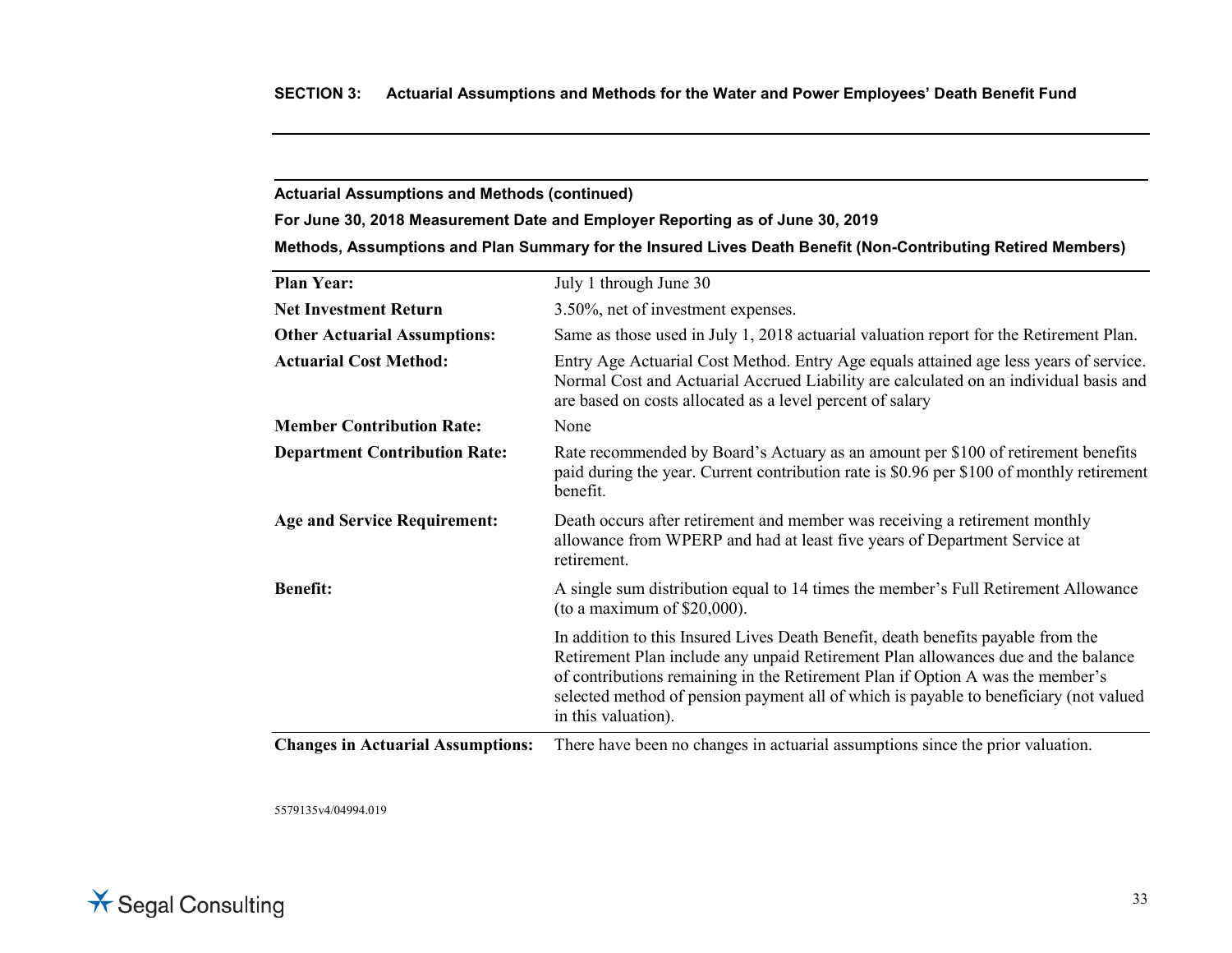**SECTION 3: Actuarial Assumptions and Methods for the Water and Power Employees' Death Benefit Fund**

**Actuarial Assumptions and Methods (continued)**

**For June 30, 2018 Measurement Date and Employer Reporting as of June 30, 2019**

**Methods, Assumptions and Plan Summary for the Insured Lives Death Benefit (Non-Contributing Retired Members)**

| | |
|---|---|
| **Plan Year:** | July 1 through June 30 |
| **Net Investment Return** | 3.50%, net of investment expenses. |
| **Other Actuarial Assumptions:** | Same as those used in July 1, 2018 actuarial valuation report for the Retirement Plan. |
| **Actuarial Cost Method:** | Entry Age Actuarial Cost Method. Entry Age equals attained age less years of service. Normal Cost and Actuarial Accrued Liability are calculated on an individual basis and are based on costs allocated as a level percent of salary |
| **Member Contribution Rate:** | None |
| **Department Contribution Rate:** | Rate recommended by Board's Actuary as an amount per $100 of retirement benefits paid during the year. Current contribution rate is $0.96 per $100 of monthly retirement benefit. |
| **Age and Service Requirement:** | Death occurs after retirement and member was receiving a retirement monthly allowance from WPERP and had at least five years of Department Service at retirement. |
| **Benefit:** | A single sum distribution equal to 14 times the member's Full Retirement Allowance (to a maximum of $20,000). |
| | In addition to this Insured Lives Death Benefit, death benefits payable from the Retirement Plan include any unpaid Retirement Plan allowances due and the balance of contributions remaining in the Retirement Plan if Option A was the member's selected method of pension payment all of which is payable to beneficiary (not valued in this valuation). |
| **Changes in Actuarial Assumptions:** | There have been no changes in actuarial assumptions since the prior valuation. |

5579135v4/04994.019